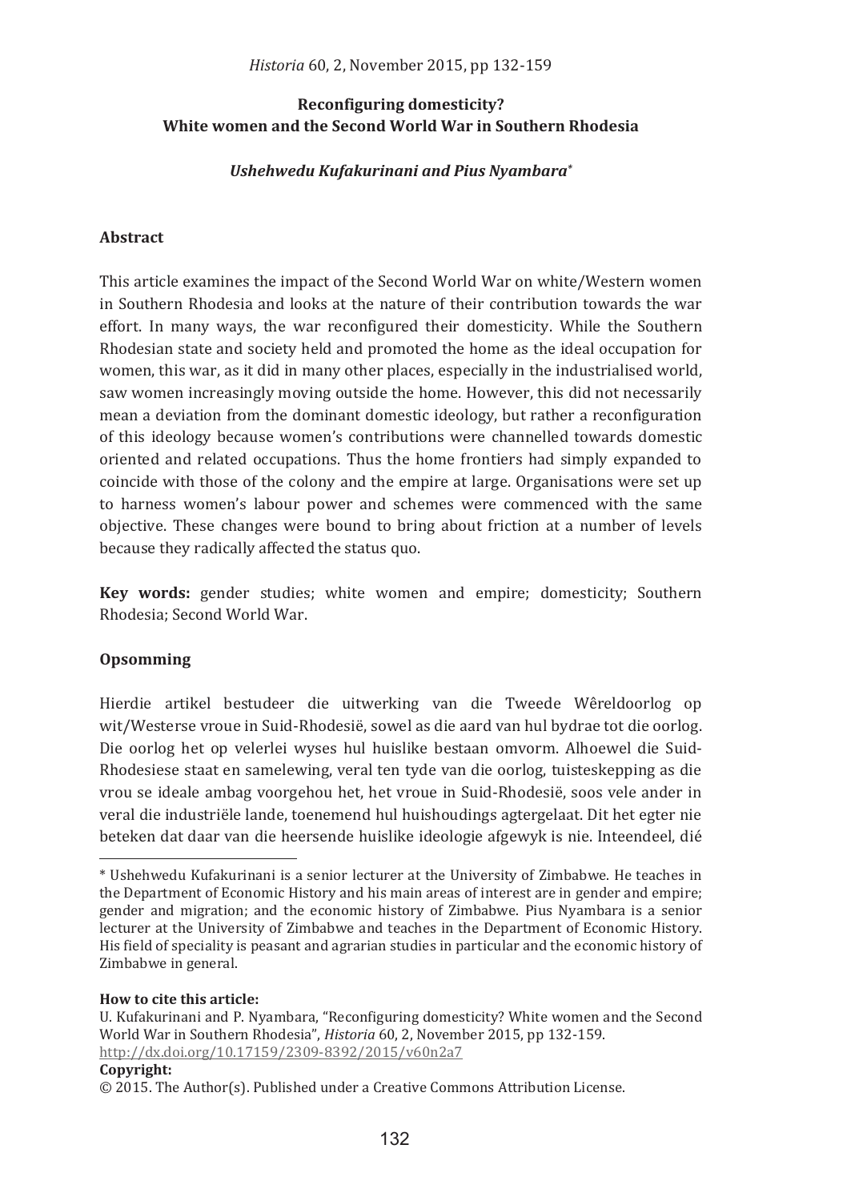# Reconfiguring domesticity? White women and the Second World War in Southern Rhodesia

***Ushehwedu Kufakurinani and Pius Nyambara****

## Abstract

This article examines the impact of the Second World War on white/Western women in Southern Rhodesia and looks at the nature of their contribution towards the war effort. In many ways, the war reconfigured their domesticity. While the Southern Rhodesian state and society held and promoted the home as the ideal occupation for women, this war, as it did in many other places, especially in the industrialised world, saw women increasingly moving outside the home. However, this did not necessarily mean a deviation from the dominant domestic ideology, but rather a reconfiguration of this ideology because women's contributions were channelled towards domestic oriented and related occupations. Thus the home frontiers had simply expanded to coincide with those of the colony and the empire at large. Organisations were set up to harness women's labour power and schemes were commenced with the same objective. These changes were bound to bring about friction at a number of levels because they radically affected the status quo.

**Key words:** gender studies; white women and empire; domesticity; Southern Rhodesia; Second World War.

## Opsomming

Hierdie artikel bestudeer die uitwerking van die Tweede Wêreldoorlog op wit/Westerse vroue in Suid-Rhodesië, sowel as die aard van hul bydrae tot die oorlog. Die oorlog het op velerlei wyses hul huislike bestaan omvorm. Alhoewel die Suid-Rhodesiese staat en samelewing, veral ten tyde van die oorlog, tuisteskepping as die vrou se ideale ambag voorgehou het, het vroue in Suid-Rhodesië, soos vele ander in veral die industriële lande, toenemend hul huishoudings agtergelaat. Dit het egter nie beteken dat daar van die heersende huislike ideologie afgewyk is nie. Inteendeel, dié

---

\* Ushehwedu Kufakurinani is a senior lecturer at the University of Zimbabwe. He teaches in the Department of Economic History and his main areas of interest are in gender and empire; gender and migration; and the economic history of Zimbabwe. Pius Nyambara is a senior lecturer at the University of Zimbabwe and teaches in the Department of Economic History. His field of speciality is peasant and agrarian studies in particular and the economic history of Zimbabwe in general.

**How to cite this article:**

U. Kufakurinani and P. Nyambara, "Reconfiguring domesticity? White women and the Second World War in Southern Rhodesia", *Historia* 60, 2, November 2015, pp 132-159. http://dx.doi.org/10.17159/2309-8392/2015/v60n2a7

**Copyright:**

© 2015. The Author(s). Published under a Creative Commons Attribution License.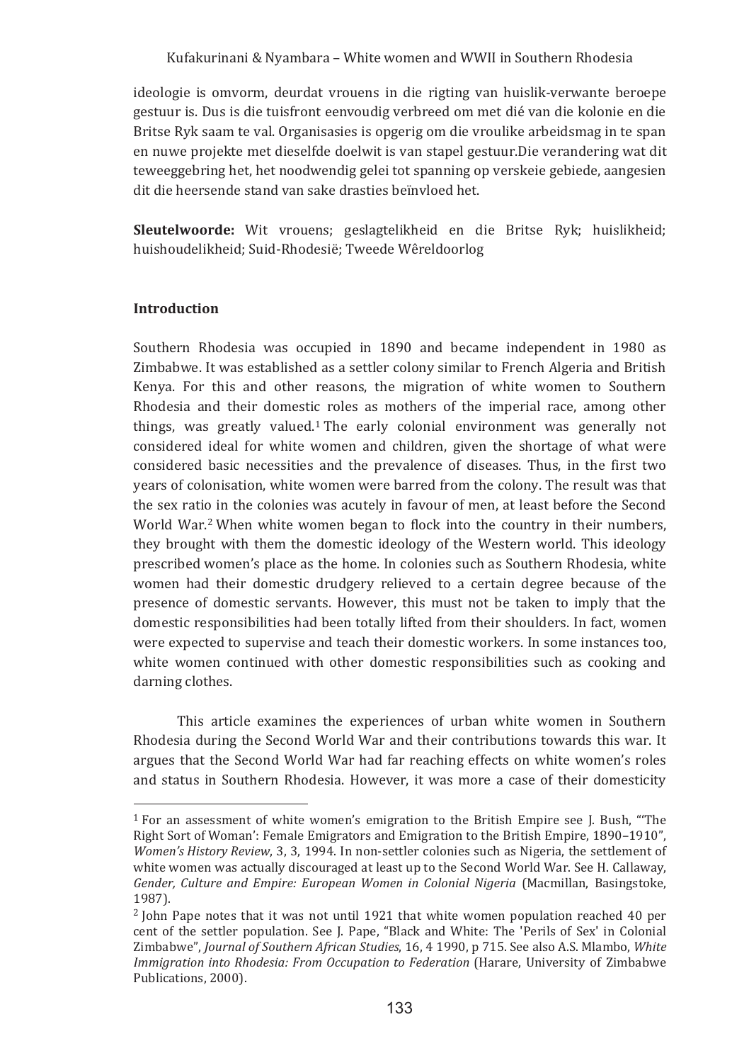ideologie is omvorm, deurdat vrouens in die rigting van huislik-verwante beroepe gestuur is. Dus is die tuisfront eenvoudig verbreed om met dié van die kolonie en die Britse Ryk saam te val. Organisasies is opgerig om die vroulike arbeidsmag in te span en nuwe projekte met dieselfde doelwit is van stapel gestuur.Die verandering wat dit teweeggebring het, het noodwendig gelei tot spanning op verskeie gebiede, aangesien dit die heersende stand van sake drasties beïnvloed het.

**Sleutelwoorde:** Wit vrouens; geslagtelikheid en die Britse Ryk; huislikheid; huishoudelikheid; Suid-Rhodesië; Tweede Wêreldoorlog

## Introduction

Southern Rhodesia was occupied in 1890 and became independent in 1980 as Zimbabwe. It was established as a settler colony similar to French Algeria and British Kenya. For this and other reasons, the migration of white women to Southern Rhodesia and their domestic roles as mothers of the imperial race, among other things, was greatly valued.[1] The early colonial environment was generally not considered ideal for white women and children, given the shortage of what were considered basic necessities and the prevalence of diseases. Thus, in the first two years of colonisation, white women were barred from the colony. The result was that the sex ratio in the colonies was acutely in favour of men, at least before the Second World War.[2] When white women began to flock into the country in their numbers, they brought with them the domestic ideology of the Western world. This ideology prescribed women's place as the home. In colonies such as Southern Rhodesia, white women had their domestic drudgery relieved to a certain degree because of the presence of domestic servants. However, this must not be taken to imply that the domestic responsibilities had been totally lifted from their shoulders. In fact, women were expected to supervise and teach their domestic workers. In some instances too, white women continued with other domestic responsibilities such as cooking and darning clothes.

This article examines the experiences of urban white women in Southern Rhodesia during the Second World War and their contributions towards this war. It argues that the Second World War had far reaching effects on white women's roles and status in Southern Rhodesia. However, it was more a case of their domesticity

---

[1] For an assessment of white women's emigration to the British Empire see J. Bush, "'The Right Sort of Woman': Female Emigrators and Emigration to the British Empire, 1890–1910", *Women's History Review*, 3, 3, 1994. In non-settler colonies such as Nigeria, the settlement of white women was actually discouraged at least up to the Second World War. See H. Callaway, *Gender, Culture and Empire: European Women in Colonial Nigeria* (Macmillan, Basingstoke, 1987).

[2] John Pape notes that it was not until 1921 that white women population reached 40 per cent of the settler population. See J. Pape, "Black and White: The 'Perils of Sex' in Colonial Zimbabwe", *Journal of Southern African Studies*, 16, 4 1990, p 715. See also A.S. Mlambo, *White Immigration into Rhodesia: From Occupation to Federation* (Harare, University of Zimbabwe Publications, 2000).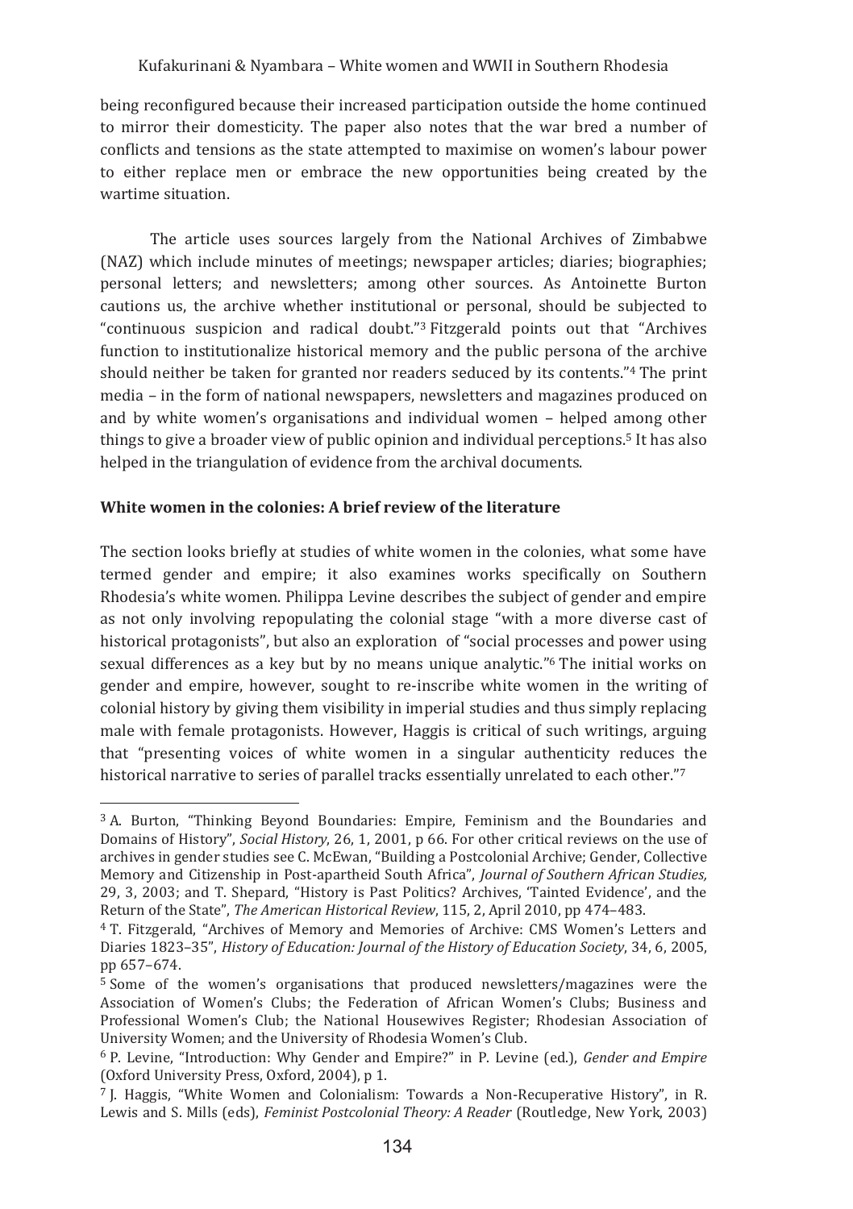being reconfigured because their increased participation outside the home continued to mirror their domesticity. The paper also notes that the war bred a number of conflicts and tensions as the state attempted to maximise on women's labour power to either replace men or embrace the new opportunities being created by the wartime situation.

The article uses sources largely from the National Archives of Zimbabwe (NAZ) which include minutes of meetings; newspaper articles; diaries; biographies; personal letters; and newsletters; among other sources. As Antoinette Burton cautions us, the archive whether institutional or personal, should be subjected to "continuous suspicion and radical doubt."[3] Fitzgerald points out that "Archives function to institutionalize historical memory and the public persona of the archive should neither be taken for granted nor readers seduced by its contents."[4] The print media – in the form of national newspapers, newsletters and magazines produced on and by white women's organisations and individual women – helped among other things to give a broader view of public opinion and individual perceptions.[5] It has also helped in the triangulation of evidence from the archival documents.

**White women in the colonies: A brief review of the literature**

The section looks briefly at studies of white women in the colonies, what some have termed gender and empire; it also examines works specifically on Southern Rhodesia's white women. Philippa Levine describes the subject of gender and empire as not only involving repopulating the colonial stage "with a more diverse cast of historical protagonists", but also an exploration of "social processes and power using sexual differences as a key but by no means unique analytic."[6] The initial works on gender and empire, however, sought to re-inscribe white women in the writing of colonial history by giving them visibility in imperial studies and thus simply replacing male with female protagonists. However, Haggis is critical of such writings, arguing that "presenting voices of white women in a singular authenticity reduces the historical narrative to series of parallel tracks essentially unrelated to each other."[7]

---

[3] A. Burton, "Thinking Beyond Boundaries: Empire, Feminism and the Boundaries and Domains of History", *Social History*, 26, 1, 2001, p 66. For other critical reviews on the use of archives in gender studies see C. McEwan, "Building a Postcolonial Archive; Gender, Collective Memory and Citizenship in Post-apartheid South Africa", *Journal of Southern African Studies,* 29, 3, 2003; and T. Shepard, "History is Past Politics? Archives, 'Tainted Evidence', and the Return of the State", *The American Historical Review*, 115, 2, April 2010, pp 474–483.

[4] T. Fitzgerald, "Archives of Memory and Memories of Archive: CMS Women's Letters and Diaries 1823–35", *History of Education: Journal of the History of Education Society*, 34, 6, 2005, pp 657–674.

[5] Some of the women's organisations that produced newsletters/magazines were the Association of Women's Clubs; the Federation of African Women's Clubs; Business and Professional Women's Club; the National Housewives Register; Rhodesian Association of University Women; and the University of Rhodesia Women's Club.

[6] P. Levine, "Introduction: Why Gender and Empire?" in P. Levine (ed.), *Gender and Empire* (Oxford University Press, Oxford, 2004), p 1.

[7] J. Haggis, "White Women and Colonialism: Towards a Non-Recuperative History", in R. Lewis and S. Mills (eds), *Feminist Postcolonial Theory: A Reader* (Routledge, New York, 2003)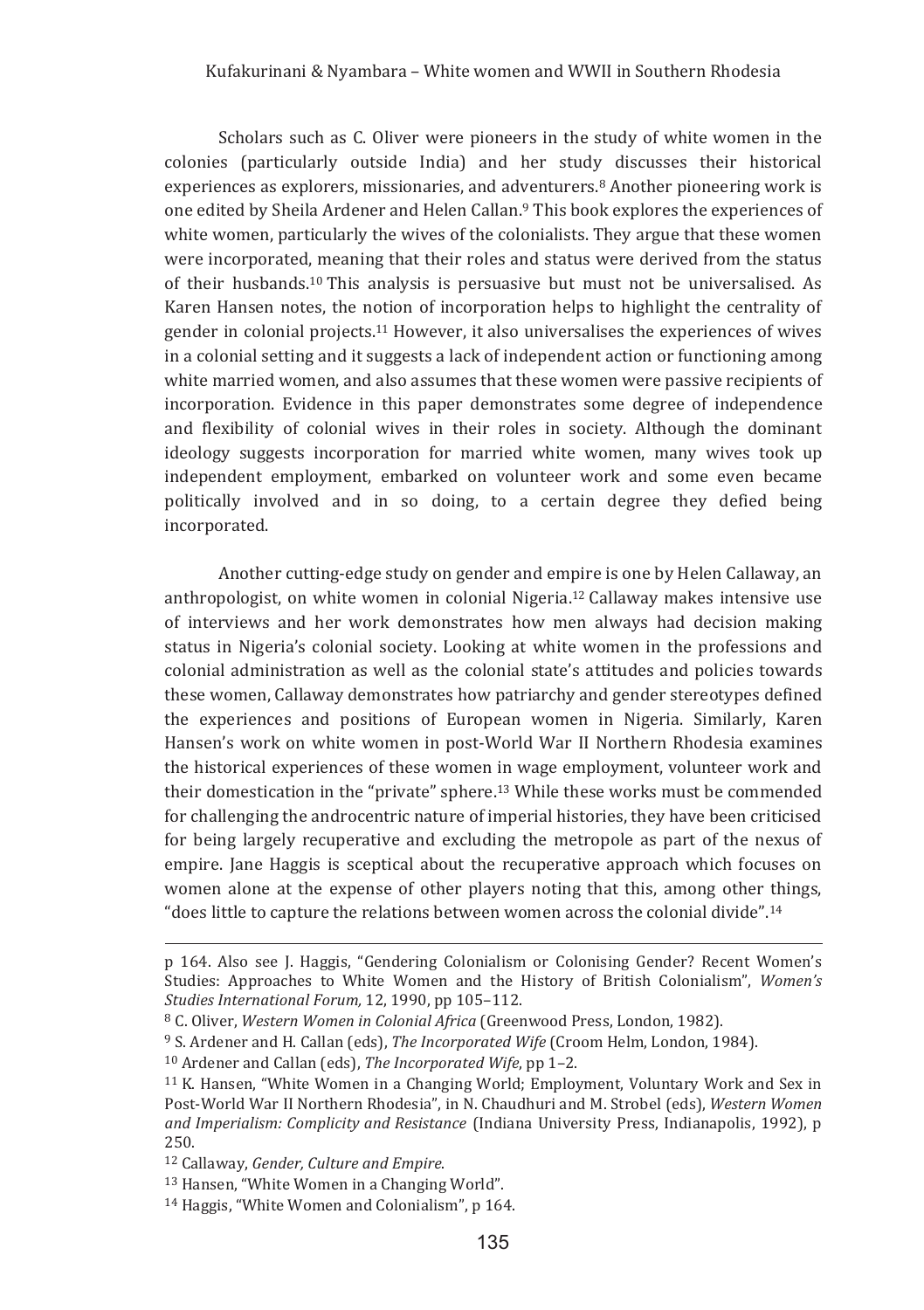Scholars such as C. Oliver were pioneers in the study of white women in the colonies (particularly outside India) and her study discusses their historical experiences as explorers, missionaries, and adventurers.[8] Another pioneering work is one edited by Sheila Ardener and Helen Callan.[9] This book explores the experiences of white women, particularly the wives of the colonialists. They argue that these women were incorporated, meaning that their roles and status were derived from the status of their husbands.[10] This analysis is persuasive but must not be universalised. As Karen Hansen notes, the notion of incorporation helps to highlight the centrality of gender in colonial projects.[11] However, it also universalises the experiences of wives in a colonial setting and it suggests a lack of independent action or functioning among white married women, and also assumes that these women were passive recipients of incorporation. Evidence in this paper demonstrates some degree of independence and flexibility of colonial wives in their roles in society. Although the dominant ideology suggests incorporation for married white women, many wives took up independent employment, embarked on volunteer work and some even became politically involved and in so doing, to a certain degree they defied being incorporated.

Another cutting-edge study on gender and empire is one by Helen Callaway, an anthropologist, on white women in colonial Nigeria.[12] Callaway makes intensive use of interviews and her work demonstrates how men always had decision making status in Nigeria's colonial society. Looking at white women in the professions and colonial administration as well as the colonial state's attitudes and policies towards these women, Callaway demonstrates how patriarchy and gender stereotypes defined the experiences and positions of European women in Nigeria. Similarly, Karen Hansen's work on white women in post-World War II Northern Rhodesia examines the historical experiences of these women in wage employment, volunteer work and their domestication in the "private" sphere.[13] While these works must be commended for challenging the androcentric nature of imperial histories, they have been criticised for being largely recuperative and excluding the metropole as part of the nexus of empire. Jane Haggis is sceptical about the recuperative approach which focuses on women alone at the expense of other players noting that this, among other things, "does little to capture the relations between women across the colonial divide".[14]

---

p 164. Also see J. Haggis, "Gendering Colonialism or Colonising Gender? Recent Women's Studies: Approaches to White Women and the History of British Colonialism", *Women's Studies International Forum,* 12, 1990, pp 105–112.

[8] C. Oliver, *Western Women in Colonial Africa* (Greenwood Press, London, 1982).

[9] S. Ardener and H. Callan (eds), *The Incorporated Wife* (Croom Helm, London, 1984).

[10] Ardener and Callan (eds), *The Incorporated Wife*, pp 1–2.

[11] K. Hansen, "White Women in a Changing World; Employment, Voluntary Work and Sex in Post-World War II Northern Rhodesia", in N. Chaudhuri and M. Strobel (eds), *Western Women and Imperialism: Complicity and Resistance* (Indiana University Press, Indianapolis, 1992), p 250.

[12] Callaway, *Gender, Culture and Empire*.

[13] Hansen, "White Women in a Changing World".

[14] Haggis, "White Women and Colonialism", p 164.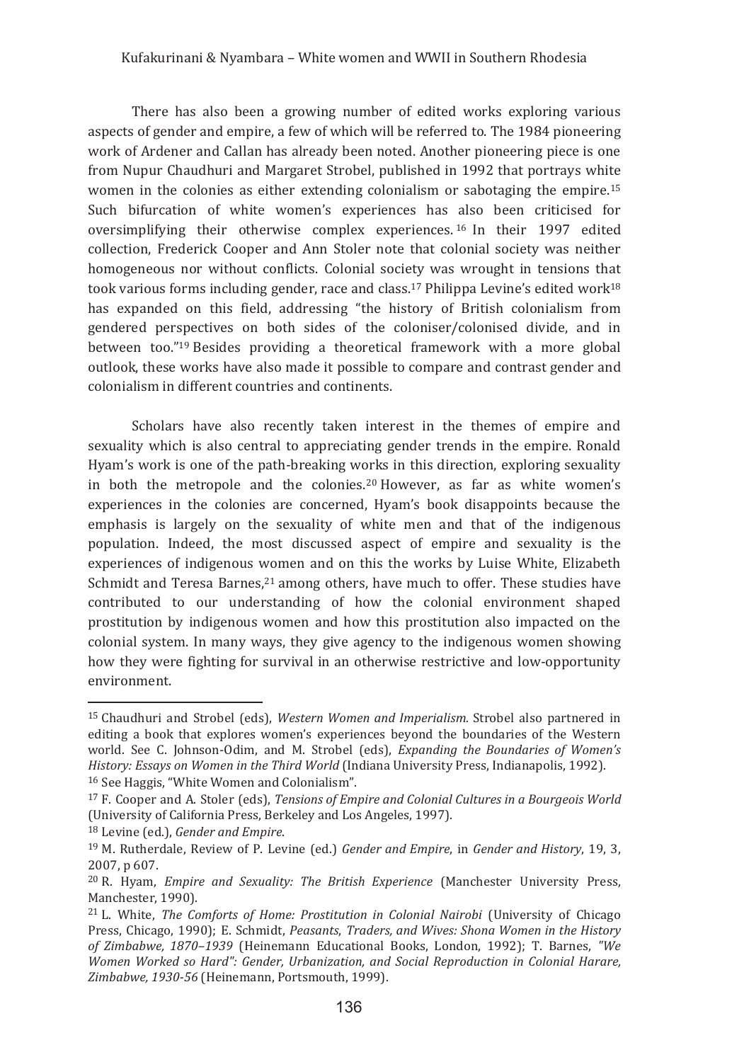There has also been a growing number of edited works exploring various aspects of gender and empire, a few of which will be referred to. The 1984 pioneering work of Ardener and Callan has already been noted. Another pioneering piece is one from Nupur Chaudhuri and Margaret Strobel, published in 1992 that portrays white women in the colonies as either extending colonialism or sabotaging the empire.[15] Such bifurcation of white women's experiences has also been criticised for oversimplifying their otherwise complex experiences.[16] In their 1997 edited collection, Frederick Cooper and Ann Stoler note that colonial society was neither homogeneous nor without conflicts. Colonial society was wrought in tensions that took various forms including gender, race and class.[17] Philippa Levine's edited work[18] has expanded on this field, addressing "the history of British colonialism from gendered perspectives on both sides of the coloniser/colonised divide, and in between too."[19] Besides providing a theoretical framework with a more global outlook, these works have also made it possible to compare and contrast gender and colonialism in different countries and continents.

Scholars have also recently taken interest in the themes of empire and sexuality which is also central to appreciating gender trends in the empire. Ronald Hyam's work is one of the path-breaking works in this direction, exploring sexuality in both the metropole and the colonies.[20] However, as far as white women's experiences in the colonies are concerned, Hyam's book disappoints because the emphasis is largely on the sexuality of white men and that of the indigenous population. Indeed, the most discussed aspect of empire and sexuality is the experiences of indigenous women and on this the works by Luise White, Elizabeth Schmidt and Teresa Barnes,[21] among others, have much to offer. These studies have contributed to our understanding of how the colonial environment shaped prostitution by indigenous women and how this prostitution also impacted on the colonial system. In many ways, they give agency to the indigenous women showing how they were fighting for survival in an otherwise restrictive and low-opportunity environment.

---

[15] Chaudhuri and Strobel (eds), *Western Women and Imperialism.* Strobel also partnered in editing a book that explores women's experiences beyond the boundaries of the Western world. See C. Johnson-Odim, and M. Strobel (eds), *Expanding the Boundaries of Women's History: Essays on Women in the Third World* (Indiana University Press, Indianapolis, 1992).

[16] See Haggis, "White Women and Colonialism".

[17] F. Cooper and A. Stoler (eds), *Tensions of Empire and Colonial Cultures in a Bourgeois World* (University of California Press, Berkeley and Los Angeles, 1997).

[18] Levine (ed.), *Gender and Empire*.

[19] M. Rutherdale, Review of P. Levine (ed.) *Gender and Empire*, in *Gender and History*, 19, 3, 2007, p 607.

[20] R. Hyam, *Empire and Sexuality: The British Experience* (Manchester University Press, Manchester, 1990).

[21] L. White, *The Comforts of Home: Prostitution in Colonial Nairobi* (University of Chicago Press, Chicago, 1990); E. Schmidt, *Peasants, Traders, and Wives: Shona Women in the History of Zimbabwe, 1870–1939* (Heinemann Educational Books, London, 1992); T. Barnes, *"We Women Worked so Hard": Gender, Urbanization, and Social Reproduction in Colonial Harare, Zimbabwe, 1930-56* (Heinemann, Portsmouth, 1999).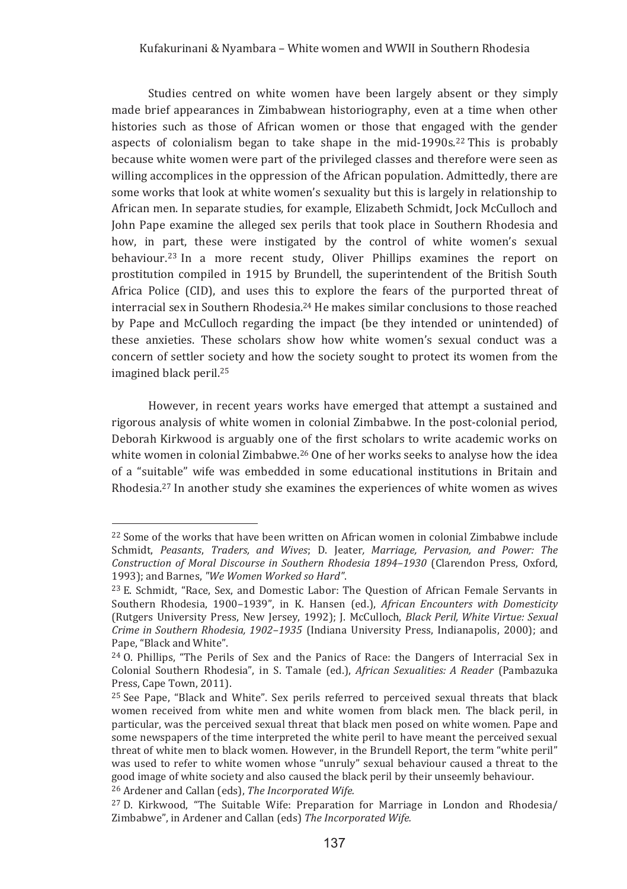Studies centred on white women have been largely absent or they simply made brief appearances in Zimbabwean historiography, even at a time when other histories such as those of African women or those that engaged with the gender aspects of colonialism began to take shape in the mid-1990s.[22] This is probably because white women were part of the privileged classes and therefore were seen as willing accomplices in the oppression of the African population. Admittedly, there are some works that look at white women's sexuality but this is largely in relationship to African men. In separate studies, for example, Elizabeth Schmidt, Jock McCulloch and John Pape examine the alleged sex perils that took place in Southern Rhodesia and how, in part, these were instigated by the control of white women's sexual behaviour.[23] In a more recent study, Oliver Phillips examines the report on prostitution compiled in 1915 by Brundell, the superintendent of the British South Africa Police (CID), and uses this to explore the fears of the purported threat of interracial sex in Southern Rhodesia.[24] He makes similar conclusions to those reached by Pape and McCulloch regarding the impact (be they intended or unintended) of these anxieties. These scholars show how white women's sexual conduct was a concern of settler society and how the society sought to protect its women from the imagined black peril.[25]

However, in recent years works have emerged that attempt a sustained and rigorous analysis of white women in colonial Zimbabwe. In the post-colonial period, Deborah Kirkwood is arguably one of the first scholars to write academic works on white women in colonial Zimbabwe.[26] One of her works seeks to analyse how the idea of a "suitable" wife was embedded in some educational institutions in Britain and Rhodesia.[27] In another study she examines the experiences of white women as wives

---

[22] Some of the works that have been written on African women in colonial Zimbabwe include Schmidt, *Peasants, Traders, and Wives*; D. Jeater, *Marriage, Pervasion, and Power: The Construction of Moral Discourse in Southern Rhodesia 1894–1930* (Clarendon Press, Oxford, 1993); and Barnes, *"We Women Worked so Hard"*.

[23] E. Schmidt, "Race, Sex, and Domestic Labor: The Question of African Female Servants in Southern Rhodesia, 1900–1939", in K. Hansen (ed.), *African Encounters with Domesticity* (Rutgers University Press, New Jersey, 1992); J. McCulloch, *Black Peril, White Virtue: Sexual Crime in Southern Rhodesia, 1902–1935* (Indiana University Press, Indianapolis, 2000); and Pape, "Black and White".

[24] O. Phillips, "The Perils of Sex and the Panics of Race: the Dangers of Interracial Sex in Colonial Southern Rhodesia", in S. Tamale (ed.), *African Sexualities: A Reader* (Pambazuka Press, Cape Town, 2011).

[25] See Pape, "Black and White". Sex perils referred to perceived sexual threats that black women received from white men and white women from black men. The black peril, in particular, was the perceived sexual threat that black men posed on white women. Pape and some newspapers of the time interpreted the white peril to have meant the perceived sexual threat of white men to black women. However, in the Brundell Report, the term "white peril" was used to refer to white women whose "unruly" sexual behaviour caused a threat to the good image of white society and also caused the black peril by their unseemly behaviour.

[26] Ardener and Callan (eds), *The Incorporated Wife.*

[27] D. Kirkwood, "The Suitable Wife: Preparation for Marriage in London and Rhodesia/ Zimbabwe", in Ardener and Callan (eds) *The Incorporated Wife.*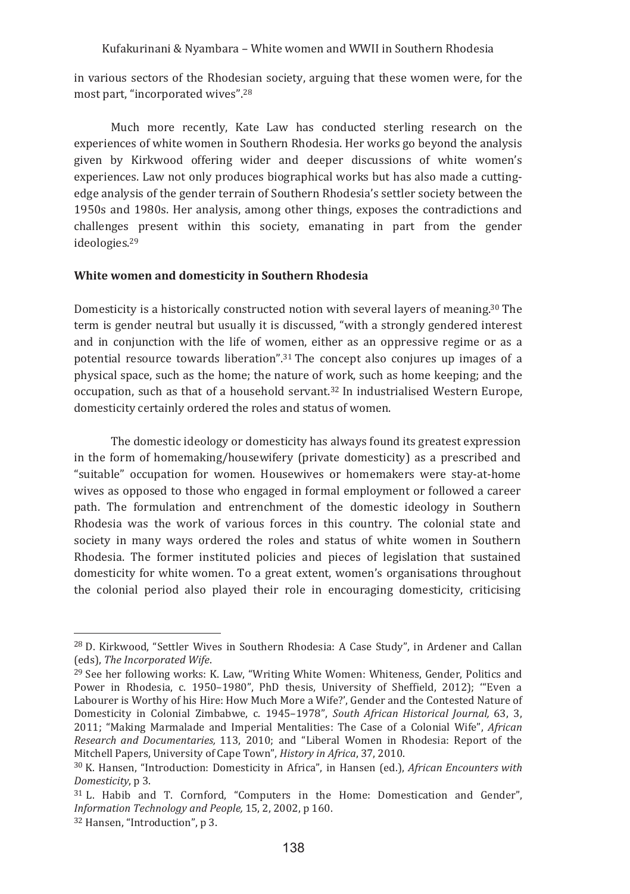in various sectors of the Rhodesian society, arguing that these women were, for the most part, "incorporated wives".[28]

Much more recently, Kate Law has conducted sterling research on the experiences of white women in Southern Rhodesia. Her works go beyond the analysis given by Kirkwood offering wider and deeper discussions of white women's experiences. Law not only produces biographical works but has also made a cutting-edge analysis of the gender terrain of Southern Rhodesia's settler society between the 1950s and 1980s. Her analysis, among other things, exposes the contradictions and challenges present within this society, emanating in part from the gender ideologies.[29]

## White women and domesticity in Southern Rhodesia

Domesticity is a historically constructed notion with several layers of meaning.[30] The term is gender neutral but usually it is discussed, "with a strongly gendered interest and in conjunction with the life of women, either as an oppressive regime or as a potential resource towards liberation".[31] The concept also conjures up images of a physical space, such as the home; the nature of work, such as home keeping; and the occupation, such as that of a household servant.[32] In industrialised Western Europe, domesticity certainly ordered the roles and status of women.

The domestic ideology or domesticity has always found its greatest expression in the form of homemaking/housewifery (private domesticity) as a prescribed and "suitable" occupation for women. Housewives or homemakers were stay-at-home wives as opposed to those who engaged in formal employment or followed a career path. The formulation and entrenchment of the domestic ideology in Southern Rhodesia was the work of various forces in this country. The colonial state and society in many ways ordered the roles and status of white women in Southern Rhodesia. The former instituted policies and pieces of legislation that sustained domesticity for white women. To a great extent, women's organisations throughout the colonial period also played their role in encouraging domesticity, criticising

---

[28] D. Kirkwood, "Settler Wives in Southern Rhodesia: A Case Study", in Ardener and Callan (eds), *The Incorporated Wife*.

[29] See her following works: K. Law, "Writing White Women: Whiteness, Gender, Politics and Power in Rhodesia, c. 1950–1980", PhD thesis, University of Sheffield, 2012); '"Even a Labourer is Worthy of his Hire: How Much More a Wife?', Gender and the Contested Nature of Domesticity in Colonial Zimbabwe, c. 1945–1978", *South African Historical Journal,* 63, 3, 2011; "Making Marmalade and Imperial Mentalities: The Case of a Colonial Wife", *African Research and Documentaries,* 113, 2010; and "Liberal Women in Rhodesia: Report of the Mitchell Papers, University of Cape Town", *History in Africa*, 37, 2010.

[30] K. Hansen, "Introduction: Domesticity in Africa", in Hansen (ed.), *African Encounters with Domesticity*, p 3.

[31] L. Habib and T. Cornford, "Computers in the Home: Domestication and Gender", *Information Technology and People,* 15, 2, 2002, p 160.

[32] Hansen, "Introduction", p 3.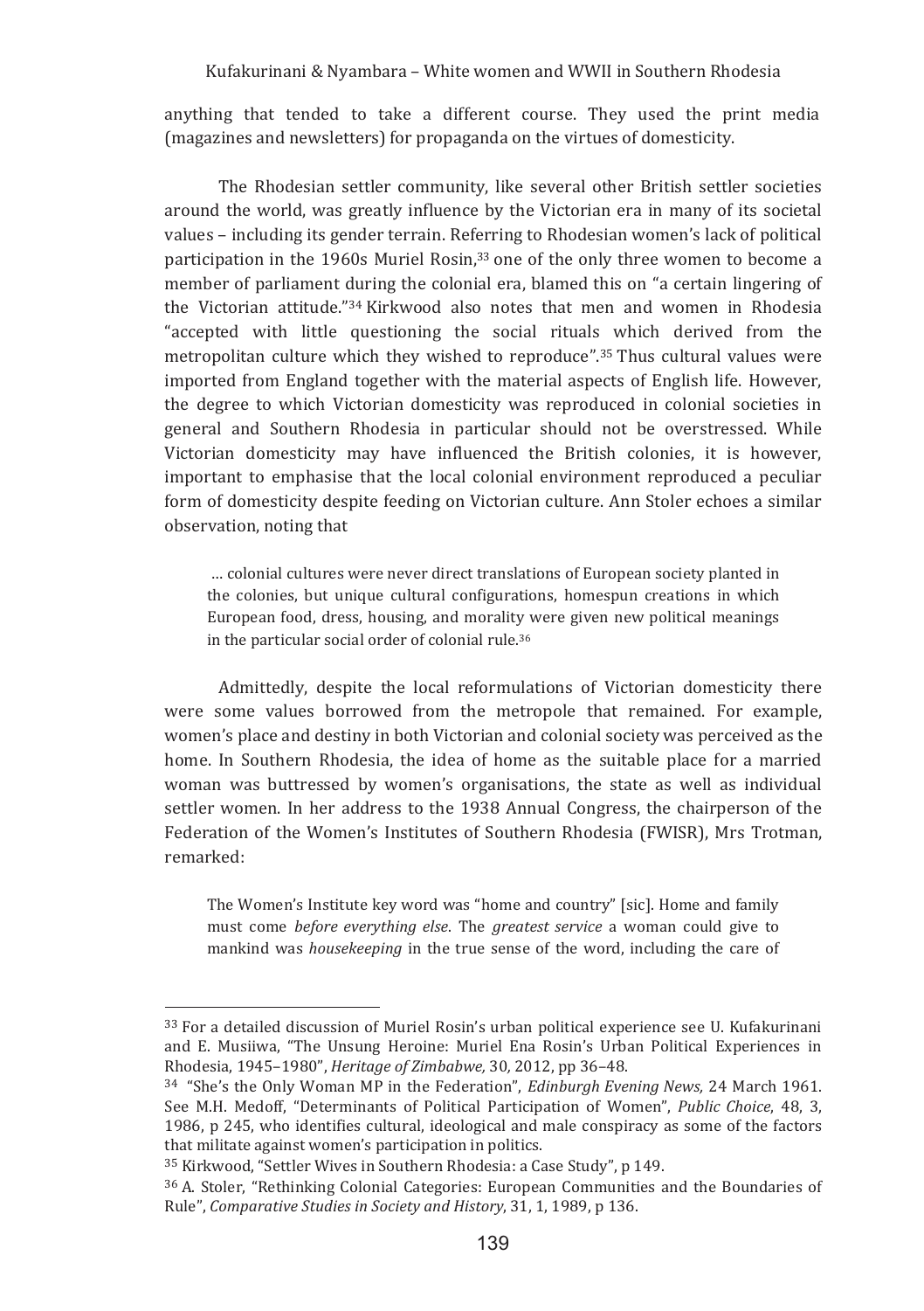anything that tended to take a different course. They used the print media (magazines and newsletters) for propaganda on the virtues of domesticity.

The Rhodesian settler community, like several other British settler societies around the world, was greatly influence by the Victorian era in many of its societal values – including its gender terrain. Referring to Rhodesian women's lack of political participation in the 1960s Muriel Rosin,[33] one of the only three women to become a member of parliament during the colonial era, blamed this on "a certain lingering of the Victorian attitude."[34] Kirkwood also notes that men and women in Rhodesia "accepted with little questioning the social rituals which derived from the metropolitan culture which they wished to reproduce".[35] Thus cultural values were imported from England together with the material aspects of English life. However, the degree to which Victorian domesticity was reproduced in colonial societies in general and Southern Rhodesia in particular should not be overstressed. While Victorian domesticity may have influenced the British colonies, it is however, important to emphasise that the local colonial environment reproduced a peculiar form of domesticity despite feeding on Victorian culture. Ann Stoler echoes a similar observation, noting that

> … colonial cultures were never direct translations of European society planted in the colonies, but unique cultural configurations, homespun creations in which European food, dress, housing, and morality were given new political meanings in the particular social order of colonial rule.[36]

Admittedly, despite the local reformulations of Victorian domesticity there were some values borrowed from the metropole that remained. For example, women's place and destiny in both Victorian and colonial society was perceived as the home. In Southern Rhodesia, the idea of home as the suitable place for a married woman was buttressed by women's organisations, the state as well as individual settler women. In her address to the 1938 Annual Congress, the chairperson of the Federation of the Women's Institutes of Southern Rhodesia (FWISR), Mrs Trotman, remarked:

> The Women's Institute key word was "home and country" [sic]. Home and family must come *before everything else*. The *greatest service* a woman could give to mankind was *housekeeping* in the true sense of the word, including the care of

---

[33] For a detailed discussion of Muriel Rosin's urban political experience see U. Kufakurinani and E. Musiiwa, "The Unsung Heroine: Muriel Ena Rosin's Urban Political Experiences in Rhodesia, 1945–1980", *Heritage of Zimbabwe,* 30, 2012, pp 36–48.

[34] "She's the Only Woman MP in the Federation", *Edinburgh Evening News,* 24 March 1961. See M.H. Medoff, "Determinants of Political Participation of Women", *Public Choice*, 48, 3, 1986, p 245, who identifies cultural, ideological and male conspiracy as some of the factors that militate against women's participation in politics.

[35] Kirkwood, "Settler Wives in Southern Rhodesia: a Case Study", p 149.

[36] A. Stoler, "Rethinking Colonial Categories: European Communities and the Boundaries of Rule", *Comparative Studies in Society and History*, 31, 1, 1989, p 136.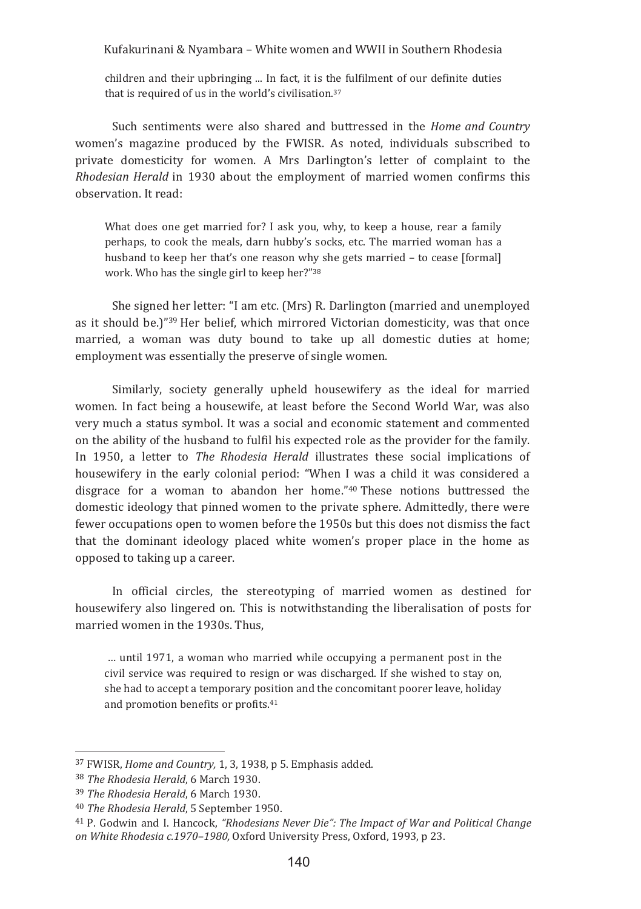> children and their upbringing ... In fact, it is the fulfilment of our definite duties that is required of us in the world's civilisation.[37]

Such sentiments were also shared and buttressed in the *Home and Country* women's magazine produced by the FWISR. As noted, individuals subscribed to private domesticity for women. A Mrs Darlington's letter of complaint to the *Rhodesian Herald* in 1930 about the employment of married women confirms this observation. It read:

> What does one get married for? I ask you, why, to keep a house, rear a family perhaps, to cook the meals, darn hubby's socks, etc. The married woman has a husband to keep her that's one reason why she gets married – to cease [formal] work. Who has the single girl to keep her?"[38]

She signed her letter: "I am etc. (Mrs) R. Darlington (married and unemployed as it should be.)"[39] Her belief, which mirrored Victorian domesticity, was that once married, a woman was duty bound to take up all domestic duties at home; employment was essentially the preserve of single women.

Similarly, society generally upheld housewifery as the ideal for married women. In fact being a housewife, at least before the Second World War, was also very much a status symbol. It was a social and economic statement and commented on the ability of the husband to fulfil his expected role as the provider for the family. In 1950, a letter to *The Rhodesia Herald* illustrates these social implications of housewifery in the early colonial period: "When I was a child it was considered a disgrace for a woman to abandon her home."[40] These notions buttressed the domestic ideology that pinned women to the private sphere. Admittedly, there were fewer occupations open to women before the 1950s but this does not dismiss the fact that the dominant ideology placed white women's proper place in the home as opposed to taking up a career.

In official circles, the stereotyping of married women as destined for housewifery also lingered on. This is notwithstanding the liberalisation of posts for married women in the 1930s. Thus,

> ... until 1971, a woman who married while occupying a permanent post in the civil service was required to resign or was discharged. If she wished to stay on, she had to accept a temporary position and the concomitant poorer leave, holiday and promotion benefits or profits.[41]

---

[37] FWISR, *Home and Country,* 1, 3, 1938, p 5. Emphasis added.

[38] *The Rhodesia Herald*, 6 March 1930.

[39] *The Rhodesia Herald*, 6 March 1930.

[40] *The Rhodesia Herald*, 5 September 1950.

[41] P. Godwin and I. Hancock, *"Rhodesians Never Die": The Impact of War and Political Change on White Rhodesia c.1970–1980,* Oxford University Press, Oxford, 1993, p 23.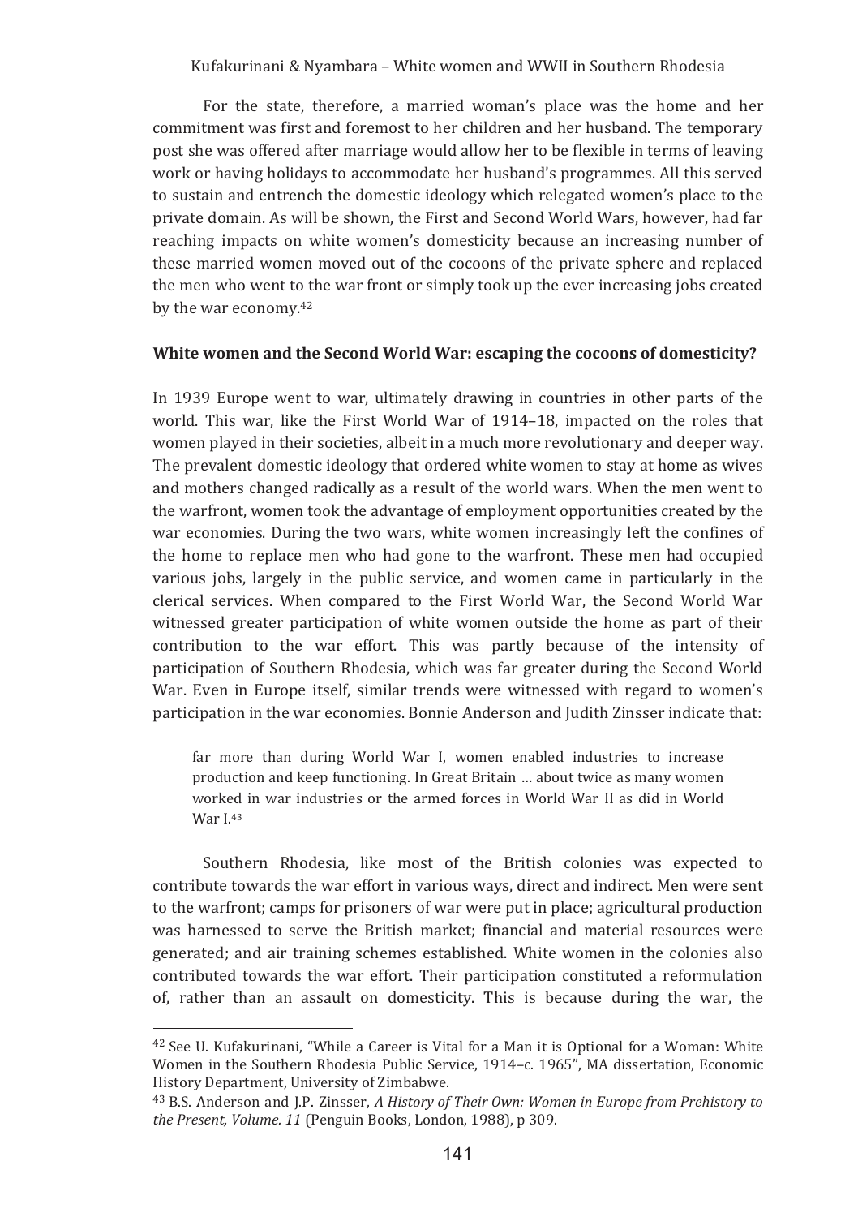For the state, therefore, a married woman's place was the home and her commitment was first and foremost to her children and her husband. The temporary post she was offered after marriage would allow her to be flexible in terms of leaving work or having holidays to accommodate her husband's programmes. All this served to sustain and entrench the domestic ideology which relegated women's place to the private domain. As will be shown, the First and Second World Wars, however, had far reaching impacts on white women's domesticity because an increasing number of these married women moved out of the cocoons of the private sphere and replaced the men who went to the war front or simply took up the ever increasing jobs created by the war economy.[42]

## White women and the Second World War: escaping the cocoons of domesticity?

In 1939 Europe went to war, ultimately drawing in countries in other parts of the world. This war, like the First World War of 1914–18, impacted on the roles that women played in their societies, albeit in a much more revolutionary and deeper way. The prevalent domestic ideology that ordered white women to stay at home as wives and mothers changed radically as a result of the world wars. When the men went to the warfront, women took the advantage of employment opportunities created by the war economies. During the two wars, white women increasingly left the confines of the home to replace men who had gone to the warfront. These men had occupied various jobs, largely in the public service, and women came in particularly in the clerical services. When compared to the First World War, the Second World War witnessed greater participation of white women outside the home as part of their contribution to the war effort. This was partly because of the intensity of participation of Southern Rhodesia, which was far greater during the Second World War. Even in Europe itself, similar trends were witnessed with regard to women's participation in the war economies. Bonnie Anderson and Judith Zinsser indicate that:

> far more than during World War I, women enabled industries to increase production and keep functioning. In Great Britain … about twice as many women worked in war industries or the armed forces in World War II as did in World War I.[43]

Southern Rhodesia, like most of the British colonies was expected to contribute towards the war effort in various ways, direct and indirect. Men were sent to the warfront; camps for prisoners of war were put in place; agricultural production was harnessed to serve the British market; financial and material resources were generated; and air training schemes established. White women in the colonies also contributed towards the war effort. Their participation constituted a reformulation of, rather than an assault on domesticity. This is because during the war, the

---

[42] See U. Kufakurinani, "While a Career is Vital for a Man it is Optional for a Woman: White Women in the Southern Rhodesia Public Service, 1914–c. 1965", MA dissertation, Economic History Department, University of Zimbabwe.

[43] B.S. Anderson and J.P. Zinsser, *A History of Their Own: Women in Europe from Prehistory to the Present, Volume. 11* (Penguin Books, London, 1988), p 309.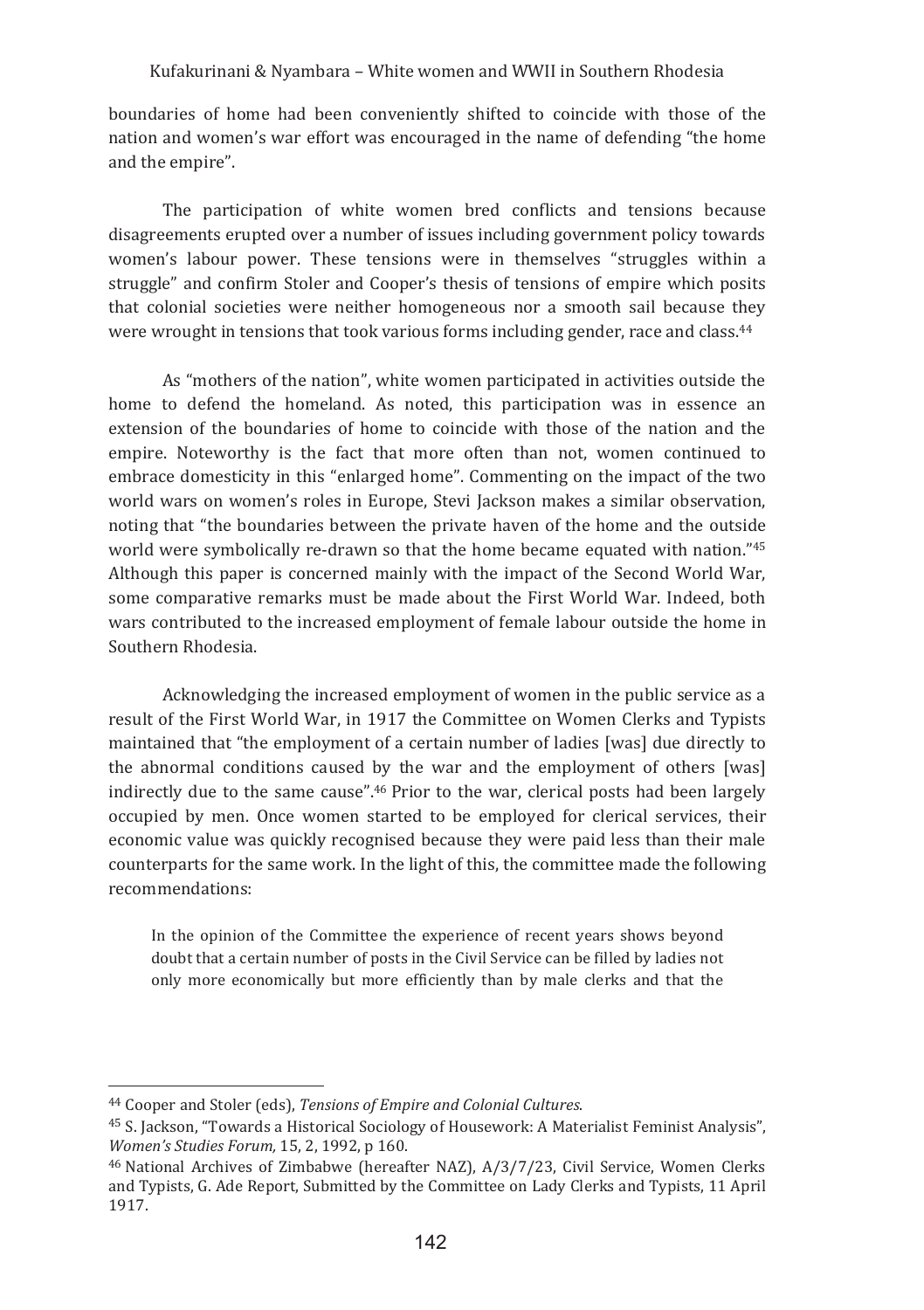boundaries of home had been conveniently shifted to coincide with those of the nation and women's war effort was encouraged in the name of defending "the home and the empire".

The participation of white women bred conflicts and tensions because disagreements erupted over a number of issues including government policy towards women's labour power. These tensions were in themselves "struggles within a struggle" and confirm Stoler and Cooper's thesis of tensions of empire which posits that colonial societies were neither homogeneous nor a smooth sail because they were wrought in tensions that took various forms including gender, race and class.[44]

As "mothers of the nation", white women participated in activities outside the home to defend the homeland. As noted, this participation was in essence an extension of the boundaries of home to coincide with those of the nation and the empire. Noteworthy is the fact that more often than not, women continued to embrace domesticity in this "enlarged home". Commenting on the impact of the two world wars on women's roles in Europe, Stevi Jackson makes a similar observation, noting that "the boundaries between the private haven of the home and the outside world were symbolically re-drawn so that the home became equated with nation."[45] Although this paper is concerned mainly with the impact of the Second World War, some comparative remarks must be made about the First World War. Indeed, both wars contributed to the increased employment of female labour outside the home in Southern Rhodesia.

Acknowledging the increased employment of women in the public service as a result of the First World War, in 1917 the Committee on Women Clerks and Typists maintained that "the employment of a certain number of ladies [was] due directly to the abnormal conditions caused by the war and the employment of others [was] indirectly due to the same cause".[46] Prior to the war, clerical posts had been largely occupied by men. Once women started to be employed for clerical services, their economic value was quickly recognised because they were paid less than their male counterparts for the same work. In the light of this, the committee made the following recommendations:

> In the opinion of the Committee the experience of recent years shows beyond doubt that a certain number of posts in the Civil Service can be filled by ladies not only more economically but more efficiently than by male clerks and that the

---

[44] Cooper and Stoler (eds), *Tensions of Empire and Colonial Cultures*.

[45] S. Jackson, "Towards a Historical Sociology of Housework: A Materialist Feminist Analysis", *Women's Studies Forum,* 15, 2, 1992, p 160.

[46] National Archives of Zimbabwe (hereafter NAZ), A/3/7/23, Civil Service, Women Clerks and Typists, G. Ade Report, Submitted by the Committee on Lady Clerks and Typists, 11 April 1917.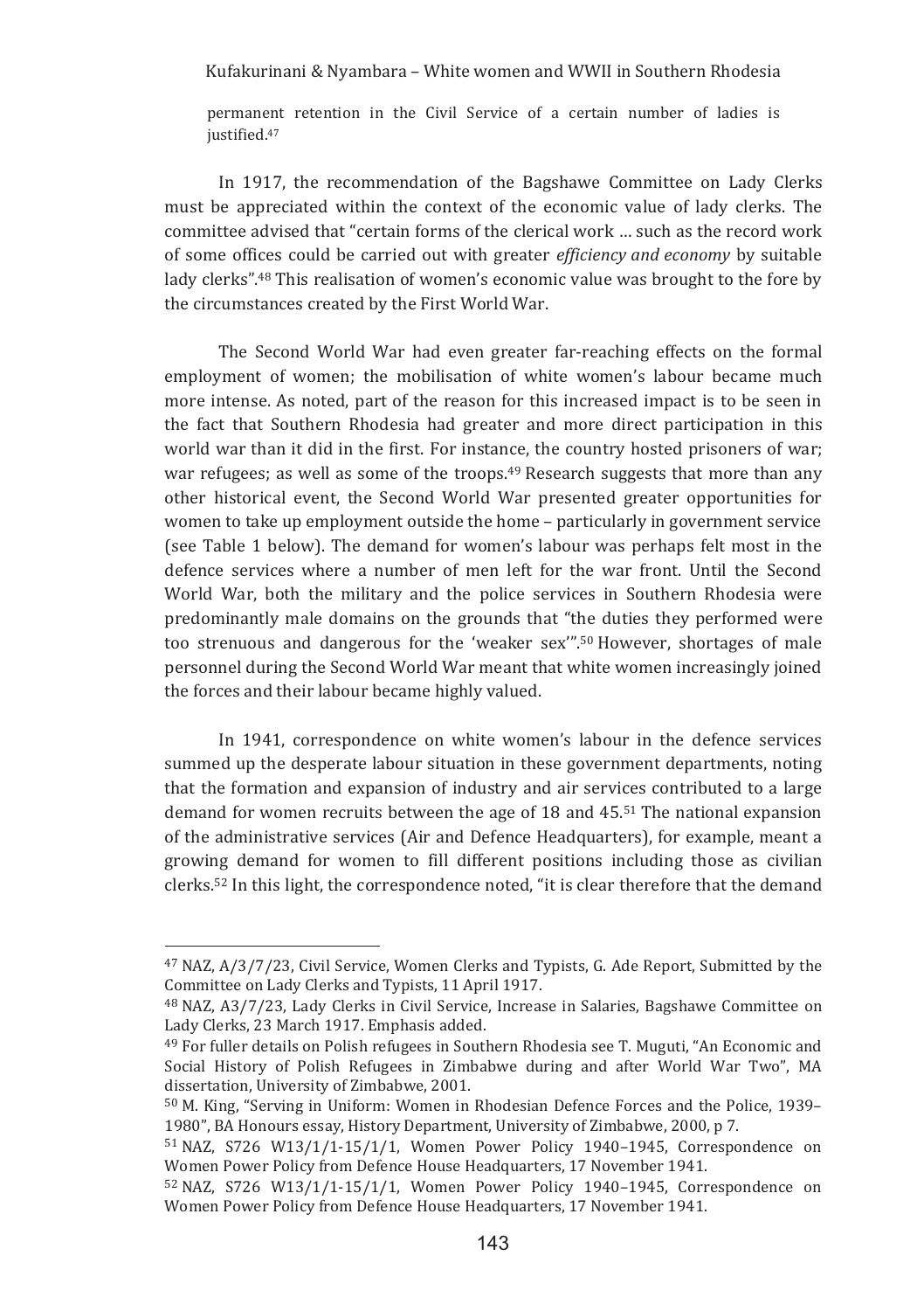permanent retention in the Civil Service of a certain number of ladies is justified.[47]

In 1917, the recommendation of the Bagshawe Committee on Lady Clerks must be appreciated within the context of the economic value of lady clerks. The committee advised that "certain forms of the clerical work … such as the record work of some offices could be carried out with greater *efficiency and economy* by suitable lady clerks".[48] This realisation of women's economic value was brought to the fore by the circumstances created by the First World War.

The Second World War had even greater far-reaching effects on the formal employment of women; the mobilisation of white women's labour became much more intense. As noted, part of the reason for this increased impact is to be seen in the fact that Southern Rhodesia had greater and more direct participation in this world war than it did in the first. For instance, the country hosted prisoners of war; war refugees; as well as some of the troops.[49] Research suggests that more than any other historical event, the Second World War presented greater opportunities for women to take up employment outside the home – particularly in government service (see Table 1 below). The demand for women's labour was perhaps felt most in the defence services where a number of men left for the war front. Until the Second World War, both the military and the police services in Southern Rhodesia were predominantly male domains on the grounds that "the duties they performed were too strenuous and dangerous for the 'weaker sex'".[50] However, shortages of male personnel during the Second World War meant that white women increasingly joined the forces and their labour became highly valued.

In 1941, correspondence on white women's labour in the defence services summed up the desperate labour situation in these government departments, noting that the formation and expansion of industry and air services contributed to a large demand for women recruits between the age of 18 and 45.[51] The national expansion of the administrative services (Air and Defence Headquarters), for example, meant a growing demand for women to fill different positions including those as civilian clerks.[52] In this light, the correspondence noted, "it is clear therefore that the demand

---

[47] NAZ, A/3/7/23, Civil Service, Women Clerks and Typists, G. Ade Report, Submitted by the Committee on Lady Clerks and Typists, 11 April 1917.

[48] NAZ, A3/7/23, Lady Clerks in Civil Service, Increase in Salaries, Bagshawe Committee on Lady Clerks, 23 March 1917. Emphasis added.

[49] For fuller details on Polish refugees in Southern Rhodesia see T. Muguti, "An Economic and Social History of Polish Refugees in Zimbabwe during and after World War Two", MA dissertation, University of Zimbabwe, 2001.

[50] M. King, "Serving in Uniform: Women in Rhodesian Defence Forces and the Police, 1939–1980", BA Honours essay, History Department, University of Zimbabwe, 2000, p 7.

[51] NAZ, S726 W13/1/1-15/1/1, Women Power Policy 1940–1945, Correspondence on Women Power Policy from Defence House Headquarters, 17 November 1941.

[52] NAZ, S726 W13/1/1-15/1/1, Women Power Policy 1940–1945, Correspondence on Women Power Policy from Defence House Headquarters, 17 November 1941.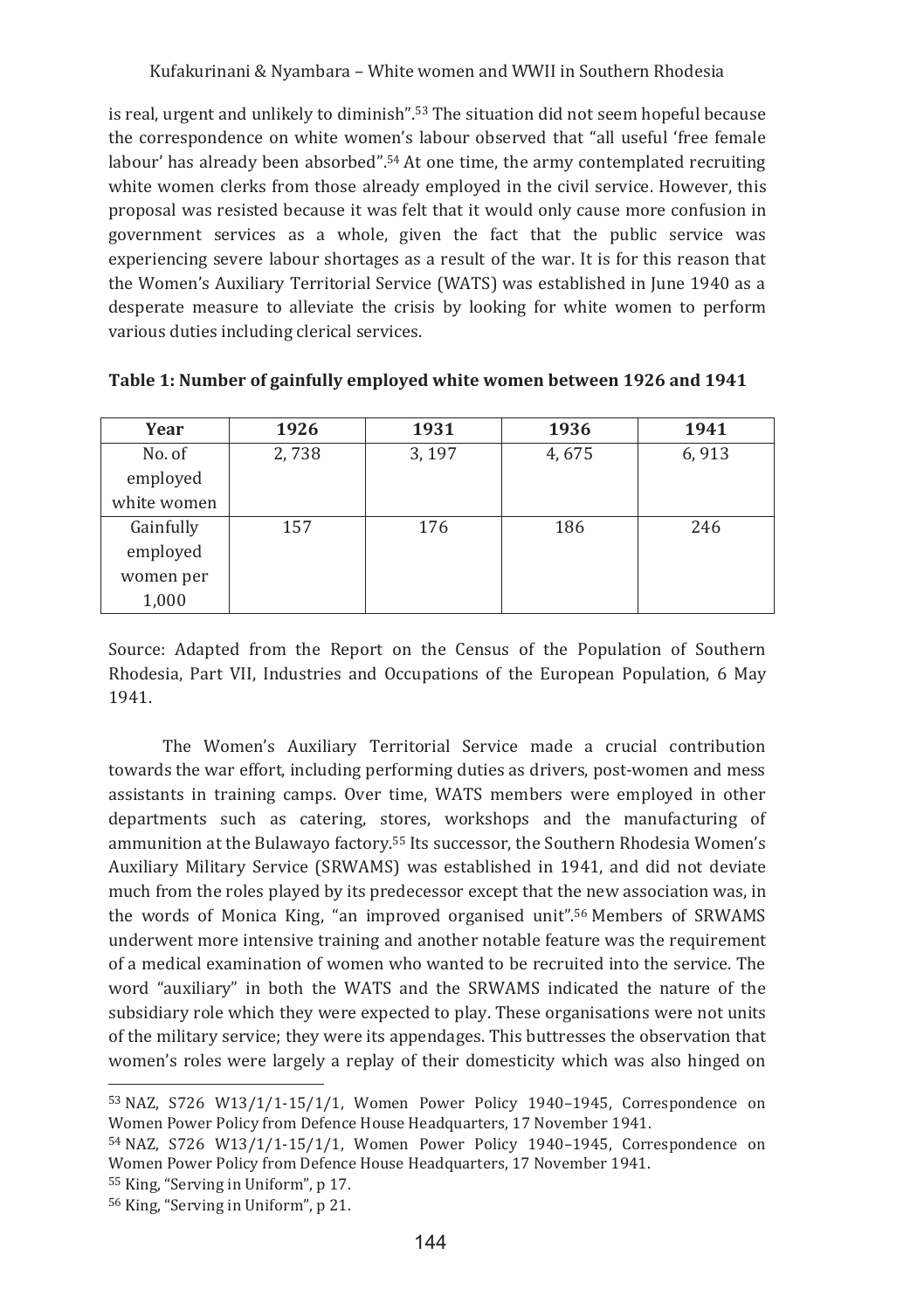is real, urgent and unlikely to diminish".[53] The situation did not seem hopeful because the correspondence on white women's labour observed that "all useful 'free female labour' has already been absorbed".[54] At one time, the army contemplated recruiting white women clerks from those already employed in the civil service. However, this proposal was resisted because it was felt that it would only cause more confusion in government services as a whole, given the fact that the public service was experiencing severe labour shortages as a result of the war. It is for this reason that the Women's Auxiliary Territorial Service (WATS) was established in June 1940 as a desperate measure to alleviate the crisis by looking for white women to perform various duties including clerical services.

**Table 1: Number of gainfully employed white women between 1926 and 1941**

| Year | 1926 | 1931 | 1936 | 1941 |
|---|---|---|---|---|
| No. of employed white women | 2, 738 | 3, 197 | 4, 675 | 6, 913 |
| Gainfully employed women per 1,000 | 157 | 176 | 186 | 246 |

Source: Adapted from the Report on the Census of the Population of Southern Rhodesia, Part VII, Industries and Occupations of the European Population, 6 May 1941.

The Women's Auxiliary Territorial Service made a crucial contribution towards the war effort, including performing duties as drivers, post-women and mess assistants in training camps. Over time, WATS members were employed in other departments such as catering, stores, workshops and the manufacturing of ammunition at the Bulawayo factory.[55] Its successor, the Southern Rhodesia Women's Auxiliary Military Service (SRWAMS) was established in 1941, and did not deviate much from the roles played by its predecessor except that the new association was, in the words of Monica King, "an improved organised unit".[56] Members of SRWAMS underwent more intensive training and another notable feature was the requirement of a medical examination of women who wanted to be recruited into the service. The word "auxiliary" in both the WATS and the SRWAMS indicated the nature of the subsidiary role which they were expected to play. These organisations were not units of the military service; they were its appendages. This buttresses the observation that women's roles were largely a replay of their domesticity which was also hinged on

---

[53] NAZ, S726 W13/1/1-15/1/1, Women Power Policy 1940–1945, Correspondence on Women Power Policy from Defence House Headquarters, 17 November 1941.

[54] NAZ, S726 W13/1/1-15/1/1, Women Power Policy 1940–1945, Correspondence on Women Power Policy from Defence House Headquarters, 17 November 1941.

[55] King, "Serving in Uniform", p 17.

[56] King, "Serving in Uniform", p 21.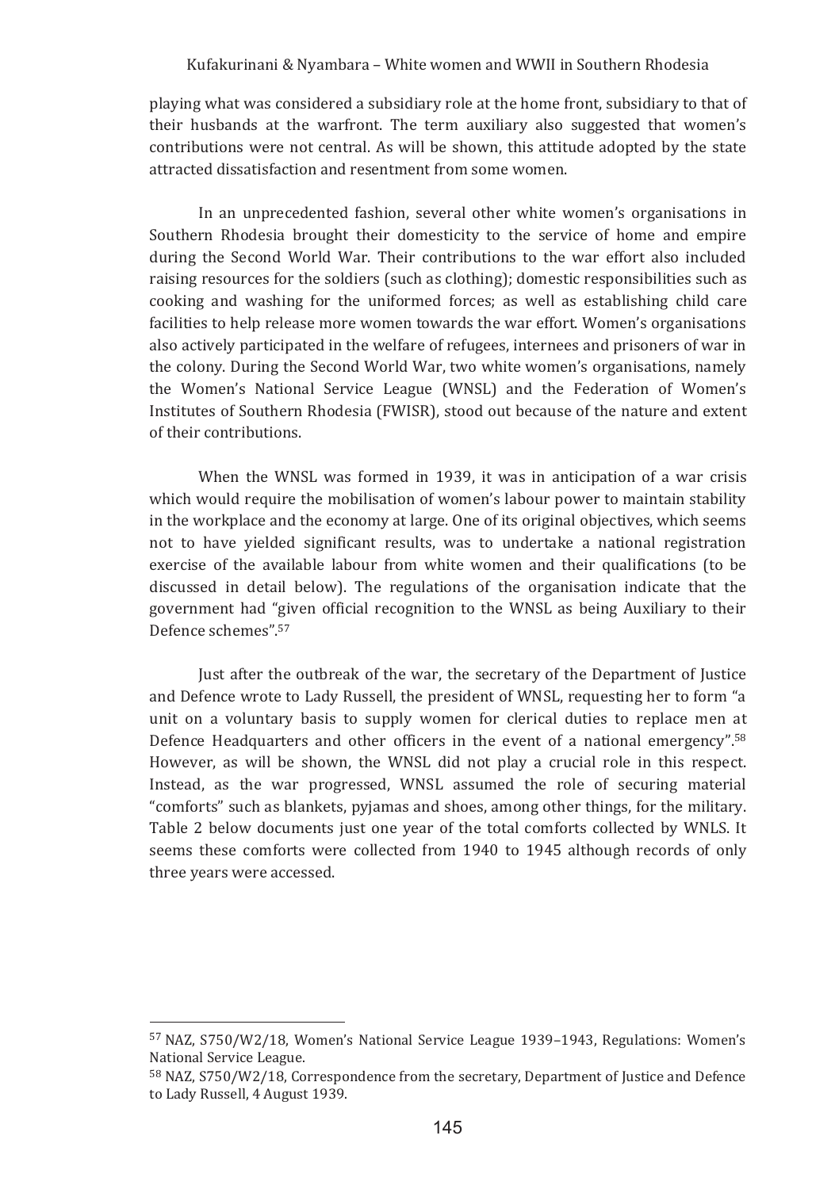playing what was considered a subsidiary role at the home front, subsidiary to that of their husbands at the warfront. The term auxiliary also suggested that women's contributions were not central. As will be shown, this attitude adopted by the state attracted dissatisfaction and resentment from some women.

In an unprecedented fashion, several other white women's organisations in Southern Rhodesia brought their domesticity to the service of home and empire during the Second World War. Their contributions to the war effort also included raising resources for the soldiers (such as clothing); domestic responsibilities such as cooking and washing for the uniformed forces; as well as establishing child care facilities to help release more women towards the war effort. Women's organisations also actively participated in the welfare of refugees, internees and prisoners of war in the colony. During the Second World War, two white women's organisations, namely the Women's National Service League (WNSL) and the Federation of Women's Institutes of Southern Rhodesia (FWISR), stood out because of the nature and extent of their contributions.

When the WNSL was formed in 1939, it was in anticipation of a war crisis which would require the mobilisation of women's labour power to maintain stability in the workplace and the economy at large. One of its original objectives, which seems not to have yielded significant results, was to undertake a national registration exercise of the available labour from white women and their qualifications (to be discussed in detail below). The regulations of the organisation indicate that the government had "given official recognition to the WNSL as being Auxiliary to their Defence schemes".[57]

Just after the outbreak of the war, the secretary of the Department of Justice and Defence wrote to Lady Russell, the president of WNSL, requesting her to form "a unit on a voluntary basis to supply women for clerical duties to replace men at Defence Headquarters and other officers in the event of a national emergency".[58] However, as will be shown, the WNSL did not play a crucial role in this respect. Instead, as the war progressed, WNSL assumed the role of securing material "comforts" such as blankets, pyjamas and shoes, among other things, for the military. Table 2 below documents just one year of the total comforts collected by WNLS. It seems these comforts were collected from 1940 to 1945 although records of only three years were accessed.

---

[57] NAZ, S750/W2/18, Women's National Service League 1939–1943, Regulations: Women's National Service League.

[58] NAZ, S750/W2/18, Correspondence from the secretary, Department of Justice and Defence to Lady Russell, 4 August 1939.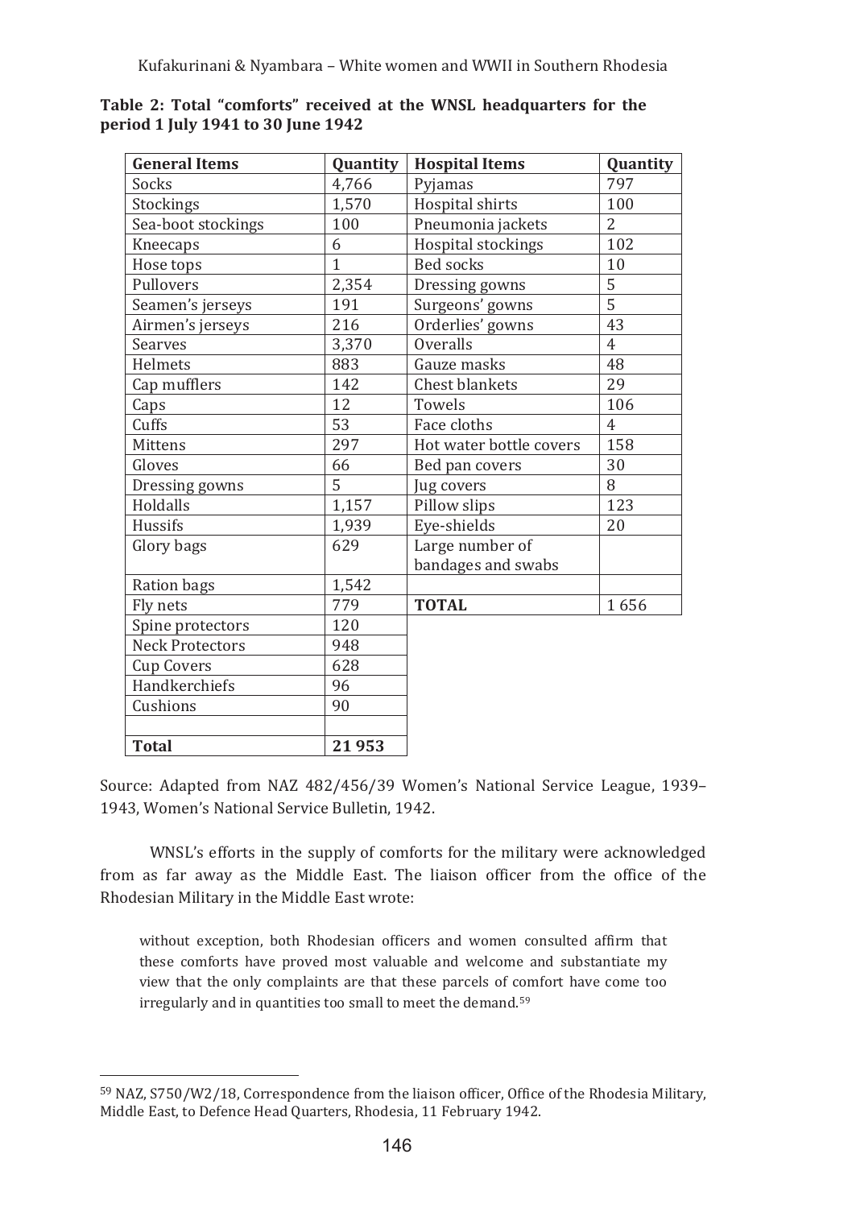**Table 2: Total "comforts" received at the WNSL headquarters for the period 1 July 1941 to 30 June 1942**

| General Items | Quantity | Hospital Items | Quantity |
|---|---|---|---|
| Socks | 4,766 | Pyjamas | 797 |
| Stockings | 1,570 | Hospital shirts | 100 |
| Sea-boot stockings | 100 | Pneumonia jackets | 2 |
| Kneecaps | 6 | Hospital stockings | 102 |
| Hose tops | 1 | Bed socks | 10 |
| Pullovers | 2,354 | Dressing gowns | 5 |
| Seamen's jerseys | 191 | Surgeons' gowns | 5 |
| Airmen's jerseys | 216 | Orderlies' gowns | 43 |
| Searves | 3,370 | Overalls | 4 |
| Helmets | 883 | Gauze masks | 48 |
| Cap mufflers | 142 | Chest blankets | 29 |
| Caps | 12 | Towels | 106 |
| Cuffs | 53 | Face cloths | 4 |
| Mittens | 297 | Hot water bottle covers | 158 |
| Gloves | 66 | Bed pan covers | 30 |
| Dressing gowns | 5 | Jug covers | 8 |
| Holdalls | 1,157 | Pillow slips | 123 |
| Hussifs | 1,939 | Eye-shields | 20 |
| Glory bags | 629 | Large number of bandages and swabs | |
| Ration bags | 1,542 | | |
| Fly nets | 779 | **TOTAL** | 1 656 |
| Spine protectors | 120 | | |
| Neck Protectors | 948 | | |
| Cup Covers | 628 | | |
| Handkerchiefs | 96 | | |
| Cushions | 90 | | |
| | | | |
| **Total** | **21 953** | | |

Source: Adapted from NAZ 482/456/39 Women's National Service League, 1939–1943, Women's National Service Bulletin, 1942.

WNSL's efforts in the supply of comforts for the military were acknowledged from as far away as the Middle East. The liaison officer from the office of the Rhodesian Military in the Middle East wrote:

> without exception, both Rhodesian officers and women consulted affirm that these comforts have proved most valuable and welcome and substantiate my view that the only complaints are that these parcels of comfort have come too irregularly and in quantities too small to meet the demand.[59]

---

[59] NAZ, S750/W2/18, Correspondence from the liaison officer, Office of the Rhodesia Military, Middle East, to Defence Head Quarters, Rhodesia, 11 February 1942.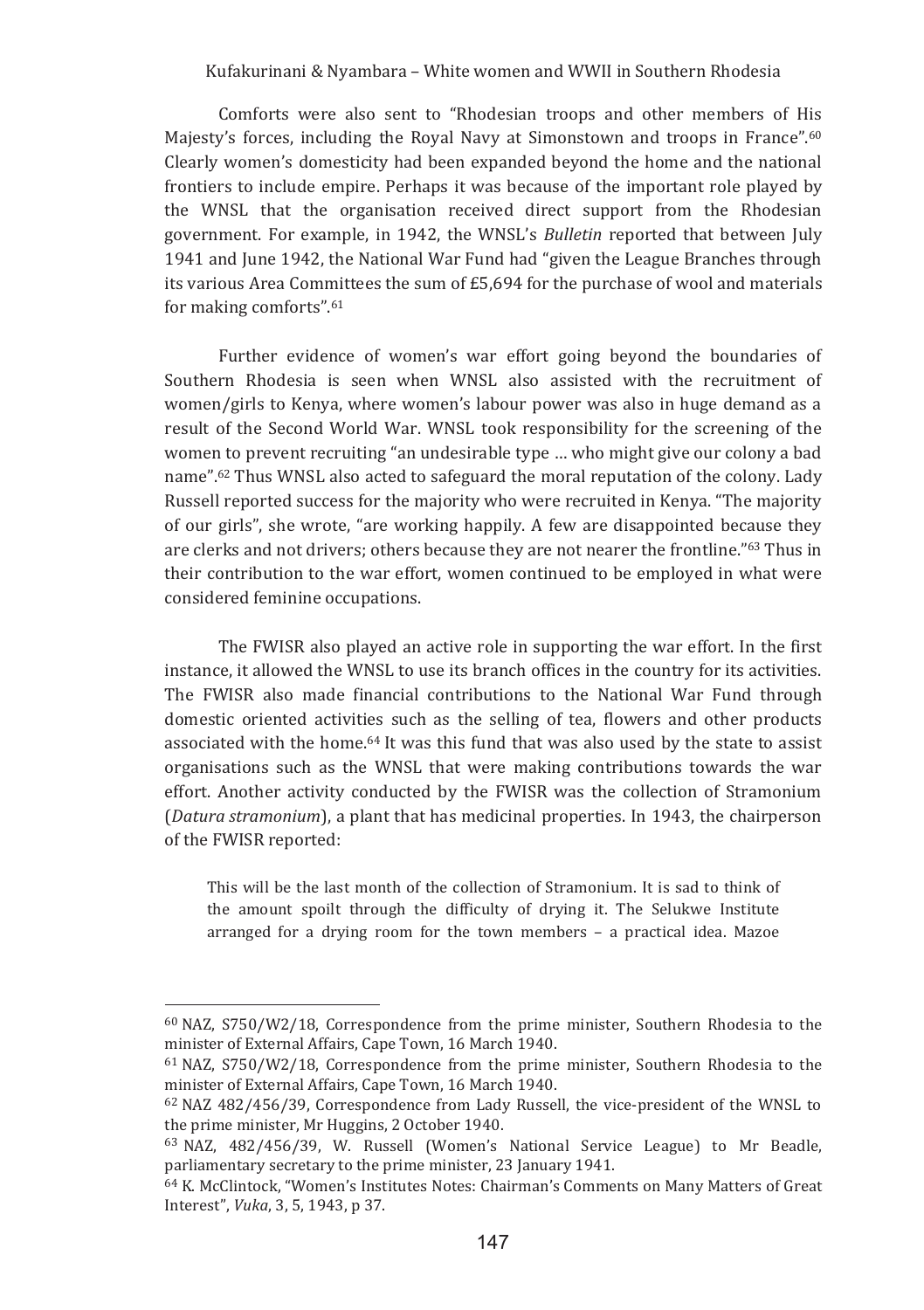Comforts were also sent to "Rhodesian troops and other members of His Majesty's forces, including the Royal Navy at Simonstown and troops in France".[60] Clearly women's domesticity had been expanded beyond the home and the national frontiers to include empire. Perhaps it was because of the important role played by the WNSL that the organisation received direct support from the Rhodesian government. For example, in 1942, the WNSL's *Bulletin* reported that between July 1941 and June 1942, the National War Fund had "given the League Branches through its various Area Committees the sum of £5,694 for the purchase of wool and materials for making comforts".[61]

Further evidence of women's war effort going beyond the boundaries of Southern Rhodesia is seen when WNSL also assisted with the recruitment of women/girls to Kenya, where women's labour power was also in huge demand as a result of the Second World War. WNSL took responsibility for the screening of the women to prevent recruiting "an undesirable type … who might give our colony a bad name".[62] Thus WNSL also acted to safeguard the moral reputation of the colony. Lady Russell reported success for the majority who were recruited in Kenya. "The majority of our girls", she wrote, "are working happily. A few are disappointed because they are clerks and not drivers; others because they are not nearer the frontline."[63] Thus in their contribution to the war effort, women continued to be employed in what were considered feminine occupations.

The FWISR also played an active role in supporting the war effort. In the first instance, it allowed the WNSL to use its branch offices in the country for its activities. The FWISR also made financial contributions to the National War Fund through domestic oriented activities such as the selling of tea, flowers and other products associated with the home.[64] It was this fund that was also used by the state to assist organisations such as the WNSL that were making contributions towards the war effort. Another activity conducted by the FWISR was the collection of Stramonium (*Datura stramonium*), a plant that has medicinal properties. In 1943, the chairperson of the FWISR reported:

> This will be the last month of the collection of Stramonium. It is sad to think of the amount spoilt through the difficulty of drying it. The Selukwe Institute arranged for a drying room for the town members – a practical idea. Mazoe

---

[60] NAZ, S750/W2/18, Correspondence from the prime minister, Southern Rhodesia to the minister of External Affairs, Cape Town, 16 March 1940.

[61] NAZ, S750/W2/18, Correspondence from the prime minister, Southern Rhodesia to the minister of External Affairs, Cape Town, 16 March 1940.

[62] NAZ 482/456/39, Correspondence from Lady Russell, the vice-president of the WNSL to the prime minister, Mr Huggins, 2 October 1940.

[63] NAZ, 482/456/39, W. Russell (Women's National Service League) to Mr Beadle, parliamentary secretary to the prime minister, 23 January 1941.

[64] K. McClintock, "Women's Institutes Notes: Chairman's Comments on Many Matters of Great Interest", *Vuka*, 3, 5, 1943, p 37.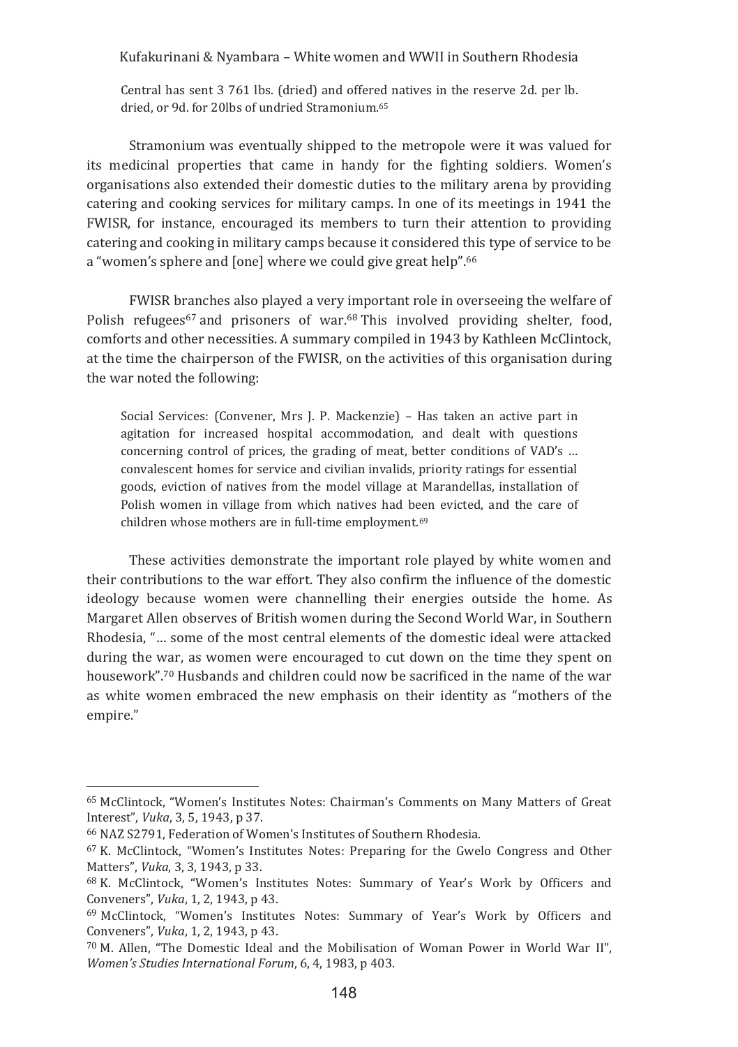Central has sent 3 761 lbs. (dried) and offered natives in the reserve 2d. per lb. dried, or 9d. for 20lbs of undried Stramonium.[65]

Stramonium was eventually shipped to the metropole were it was valued for its medicinal properties that came in handy for the fighting soldiers. Women's organisations also extended their domestic duties to the military arena by providing catering and cooking services for military camps. In one of its meetings in 1941 the FWISR, for instance, encouraged its members to turn their attention to providing catering and cooking in military camps because it considered this type of service to be a "women's sphere and [one] where we could give great help".[66]

FWISR branches also played a very important role in overseeing the welfare of Polish refugees[67] and prisoners of war.[68] This involved providing shelter, food, comforts and other necessities. A summary compiled in 1943 by Kathleen McClintock, at the time the chairperson of the FWISR, on the activities of this organisation during the war noted the following:

> Social Services: (Convener, Mrs J. P. Mackenzie) – Has taken an active part in agitation for increased hospital accommodation, and dealt with questions concerning control of prices, the grading of meat, better conditions of VAD's … convalescent homes for service and civilian invalids, priority ratings for essential goods, eviction of natives from the model village at Marandellas, installation of Polish women in village from which natives had been evicted, and the care of children whose mothers are in full-time employment.[69]

These activities demonstrate the important role played by white women and their contributions to the war effort. They also confirm the influence of the domestic ideology because women were channelling their energies outside the home. As Margaret Allen observes of British women during the Second World War, in Southern Rhodesia, "… some of the most central elements of the domestic ideal were attacked during the war, as women were encouraged to cut down on the time they spent on housework".[70] Husbands and children could now be sacrificed in the name of the war as white women embraced the new emphasis on their identity as "mothers of the empire."

---

[65] McClintock, "Women's Institutes Notes: Chairman's Comments on Many Matters of Great Interest", *Vuka*, 3, 5, 1943, p 37.

[66] NAZ S2791, Federation of Women's Institutes of Southern Rhodesia.

[67] K. McClintock, "Women's Institutes Notes: Preparing for the Gwelo Congress and Other Matters", *Vuka*, 3, 3, 1943, p 33.

[68] K. McClintock, "Women's Institutes Notes: Summary of Year's Work by Officers and Conveners", *Vuka*, 1, 2, 1943, p 43.

[69] McClintock, "Women's Institutes Notes: Summary of Year's Work by Officers and Conveners", *Vuka*, 1, 2, 1943, p 43.

[70] M. Allen, "The Domestic Ideal and the Mobilisation of Woman Power in World War II", *Women's Studies International Forum*, 6, 4, 1983, p 403.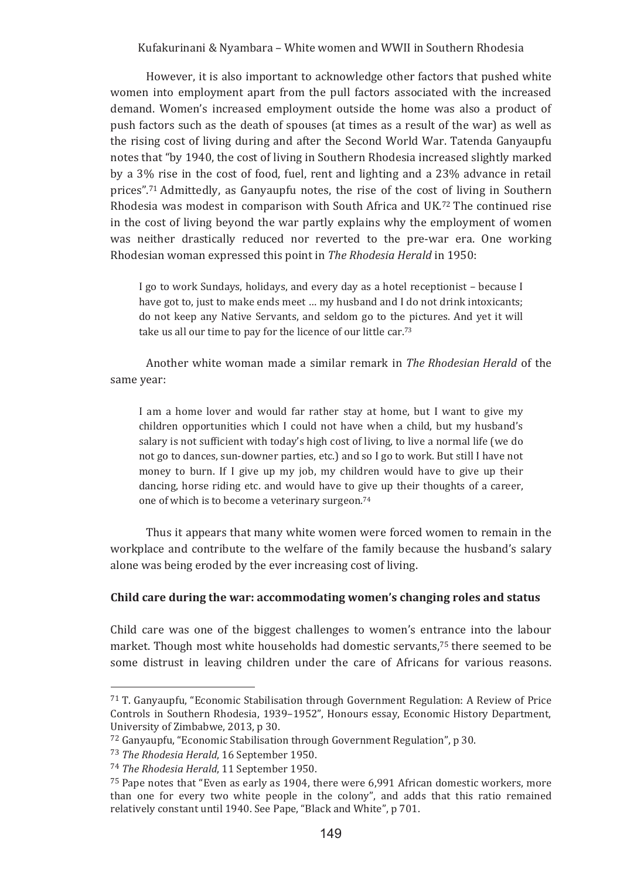However, it is also important to acknowledge other factors that pushed white women into employment apart from the pull factors associated with the increased demand. Women's increased employment outside the home was also a product of push factors such as the death of spouses (at times as a result of the war) as well as the rising cost of living during and after the Second World War. Tatenda Ganyaupfu notes that "by 1940, the cost of living in Southern Rhodesia increased slightly marked by a 3% rise in the cost of food, fuel, rent and lighting and a 23% advance in retail prices".[71] Admittedly, as Ganyaupfu notes, the rise of the cost of living in Southern Rhodesia was modest in comparison with South Africa and UK.[72] The continued rise in the cost of living beyond the war partly explains why the employment of women was neither drastically reduced nor reverted to the pre-war era. One working Rhodesian woman expressed this point in *The Rhodesia Herald* in 1950:

> I go to work Sundays, holidays, and every day as a hotel receptionist – because I have got to, just to make ends meet … my husband and I do not drink intoxicants; do not keep any Native Servants, and seldom go to the pictures. And yet it will take us all our time to pay for the licence of our little car.[73]

Another white woman made a similar remark in *The Rhodesian Herald* of the same year:

> I am a home lover and would far rather stay at home, but I want to give my children opportunities which I could not have when a child, but my husband's salary is not sufficient with today's high cost of living, to live a normal life (we do not go to dances, sun-downer parties, etc.) and so I go to work. But still I have not money to burn. If I give up my job, my children would have to give up their dancing, horse riding etc. and would have to give up their thoughts of a career, one of which is to become a veterinary surgeon.[74]

Thus it appears that many white women were forced women to remain in the workplace and contribute to the welfare of the family because the husband's salary alone was being eroded by the ever increasing cost of living.

**Child care during the war: accommodating women's changing roles and status**

Child care was one of the biggest challenges to women's entrance into the labour market. Though most white households had domestic servants,[75] there seemed to be some distrust in leaving children under the care of Africans for various reasons.

---

[71] T. Ganyaupfu, "Economic Stabilisation through Government Regulation: A Review of Price Controls in Southern Rhodesia, 1939–1952", Honours essay, Economic History Department, University of Zimbabwe, 2013, p 30.

[72] Ganyaupfu, "Economic Stabilisation through Government Regulation", p 30.

[73] *The Rhodesia Herald*, 16 September 1950.

[74] *The Rhodesia Herald*, 11 September 1950.

[75] Pape notes that "Even as early as 1904, there were 6,991 African domestic workers, more than one for every two white people in the colony", and adds that this ratio remained relatively constant until 1940. See Pape, "Black and White", p 701.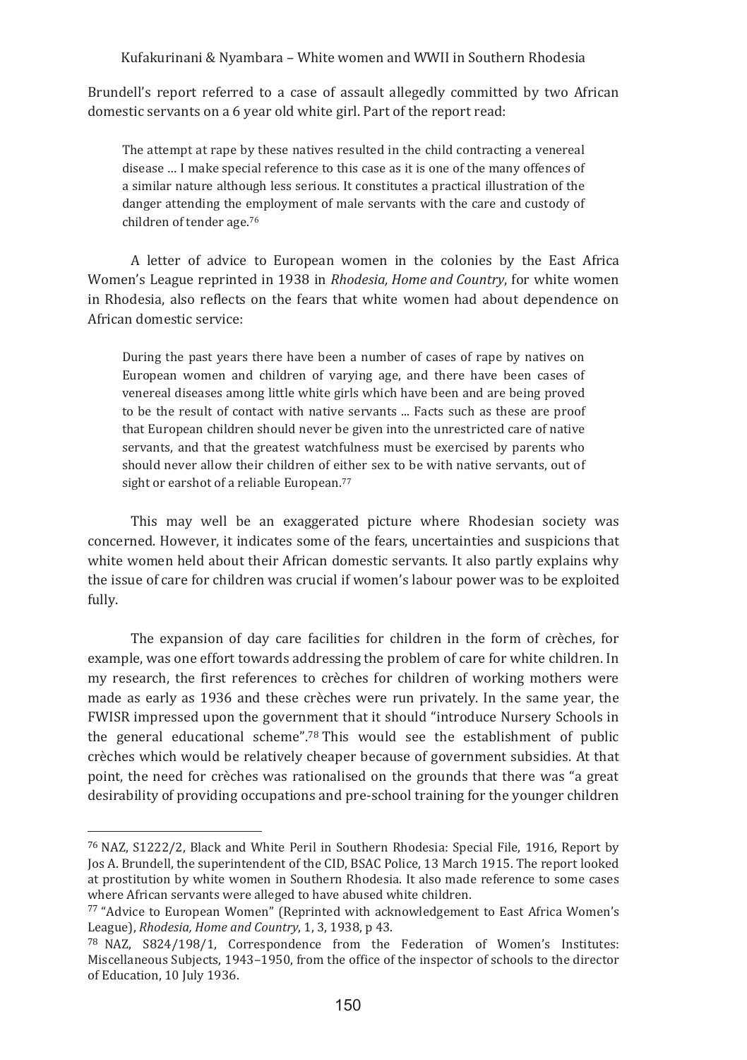Brundell's report referred to a case of assault allegedly committed by two African domestic servants on a 6 year old white girl. Part of the report read:

> The attempt at rape by these natives resulted in the child contracting a venereal disease … I make special reference to this case as it is one of the many offences of a similar nature although less serious. It constitutes a practical illustration of the danger attending the employment of male servants with the care and custody of children of tender age.[76]

A letter of advice to European women in the colonies by the East Africa Women's League reprinted in 1938 in *Rhodesia, Home and Country*, for white women in Rhodesia, also reflects on the fears that white women had about dependence on African domestic service:

> During the past years there have been a number of cases of rape by natives on European women and children of varying age, and there have been cases of venereal diseases among little white girls which have been and are being proved to be the result of contact with native servants ... Facts such as these are proof that European children should never be given into the unrestricted care of native servants, and that the greatest watchfulness must be exercised by parents who should never allow their children of either sex to be with native servants, out of sight or earshot of a reliable European.[77]

This may well be an exaggerated picture where Rhodesian society was concerned. However, it indicates some of the fears, uncertainties and suspicions that white women held about their African domestic servants. It also partly explains why the issue of care for children was crucial if women's labour power was to be exploited fully.

The expansion of day care facilities for children in the form of crèches, for example, was one effort towards addressing the problem of care for white children. In my research, the first references to crèches for children of working mothers were made as early as 1936 and these crèches were run privately. In the same year, the FWISR impressed upon the government that it should "introduce Nursery Schools in the general educational scheme".[78] This would see the establishment of public crèches which would be relatively cheaper because of government subsidies. At that point, the need for crèches was rationalised on the grounds that there was "a great desirability of providing occupations and pre-school training for the younger children

---

[76] NAZ, S1222/2, Black and White Peril in Southern Rhodesia: Special File, 1916, Report by Jos A. Brundell, the superintendent of the CID, BSAC Police, 13 March 1915. The report looked at prostitution by white women in Southern Rhodesia. It also made reference to some cases where African servants were alleged to have abused white children.

[77] "Advice to European Women" (Reprinted with acknowledgement to East Africa Women's League), *Rhodesia, Home and Country*, 1, 3, 1938, p 43.

[78] NAZ, S824/198/1, Correspondence from the Federation of Women's Institutes: Miscellaneous Subjects, 1943–1950, from the office of the inspector of schools to the director of Education, 10 July 1936.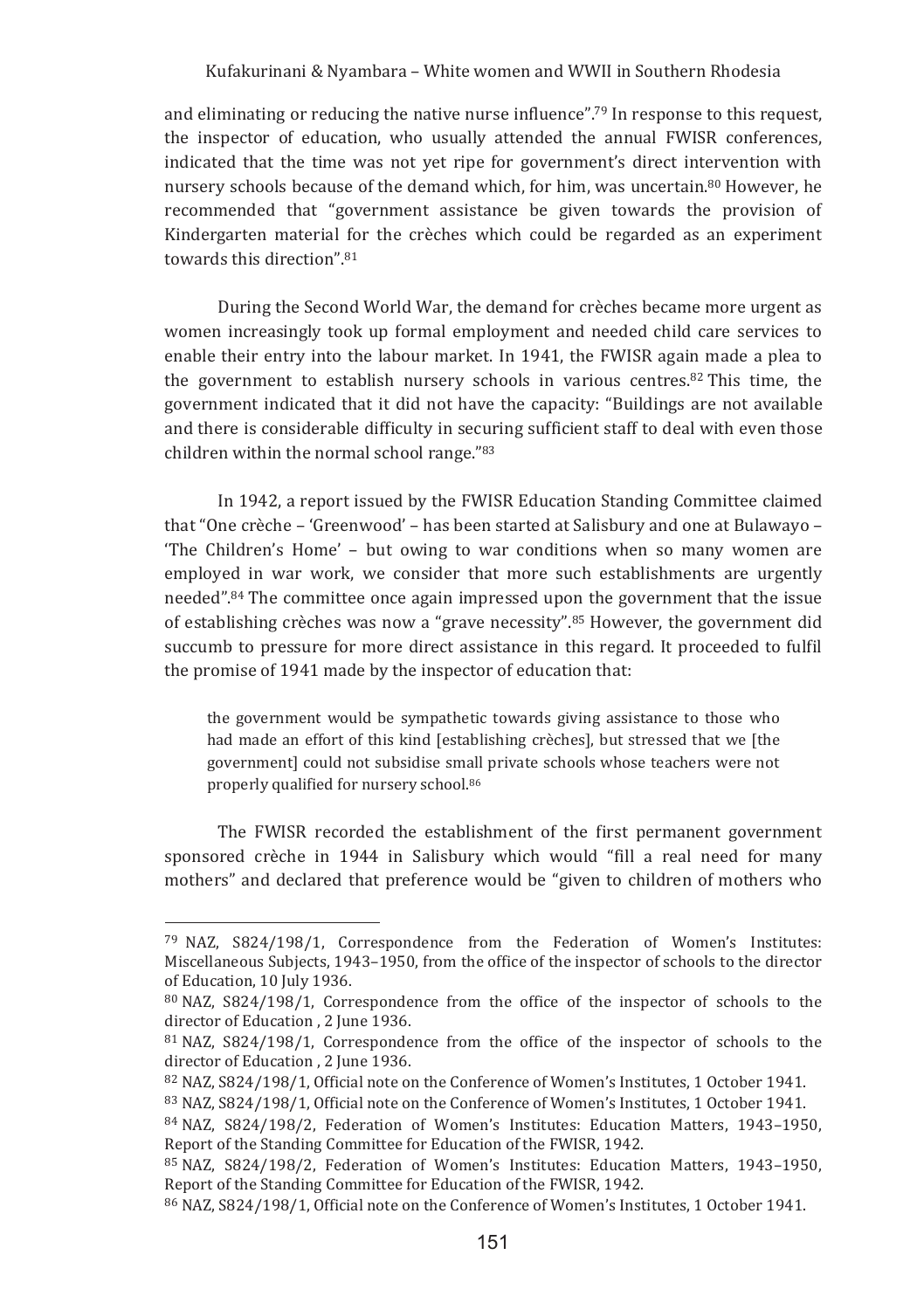and eliminating or reducing the native nurse influence".[79] In response to this request, the inspector of education, who usually attended the annual FWISR conferences, indicated that the time was not yet ripe for government's direct intervention with nursery schools because of the demand which, for him, was uncertain.[80] However, he recommended that "government assistance be given towards the provision of Kindergarten material for the crèches which could be regarded as an experiment towards this direction".[81]

During the Second World War, the demand for crèches became more urgent as women increasingly took up formal employment and needed child care services to enable their entry into the labour market. In 1941, the FWISR again made a plea to the government to establish nursery schools in various centres.[82] This time, the government indicated that it did not have the capacity: "Buildings are not available and there is considerable difficulty in securing sufficient staff to deal with even those children within the normal school range."[83]

In 1942, a report issued by the FWISR Education Standing Committee claimed that "One crèche – 'Greenwood' – has been started at Salisbury and one at Bulawayo – 'The Children's Home' – but owing to war conditions when so many women are employed in war work, we consider that more such establishments are urgently needed".[84] The committee once again impressed upon the government that the issue of establishing crèches was now a "grave necessity".[85] However, the government did succumb to pressure for more direct assistance in this regard. It proceeded to fulfil the promise of 1941 made by the inspector of education that:

> the government would be sympathetic towards giving assistance to those who had made an effort of this kind [establishing crèches], but stressed that we [the government] could not subsidise small private schools whose teachers were not properly qualified for nursery school.[86]

The FWISR recorded the establishment of the first permanent government sponsored crèche in 1944 in Salisbury which would "fill a real need for many mothers" and declared that preference would be "given to children of mothers who

---

[79] NAZ, S824/198/1, Correspondence from the Federation of Women's Institutes: Miscellaneous Subjects, 1943–1950, from the office of the inspector of schools to the director of Education, 10 July 1936.

[80] NAZ, S824/198/1, Correspondence from the office of the inspector of schools to the director of Education , 2 June 1936.

[81] NAZ, S824/198/1, Correspondence from the office of the inspector of schools to the director of Education , 2 June 1936.

[82] NAZ, S824/198/1, Official note on the Conference of Women's Institutes, 1 October 1941.

[83] NAZ, S824/198/1, Official note on the Conference of Women's Institutes, 1 October 1941.

[84] NAZ, S824/198/2, Federation of Women's Institutes: Education Matters, 1943–1950, Report of the Standing Committee for Education of the FWISR, 1942.

[85] NAZ, S824/198/2, Federation of Women's Institutes: Education Matters, 1943–1950, Report of the Standing Committee for Education of the FWISR, 1942.

[86] NAZ, S824/198/1, Official note on the Conference of Women's Institutes, 1 October 1941.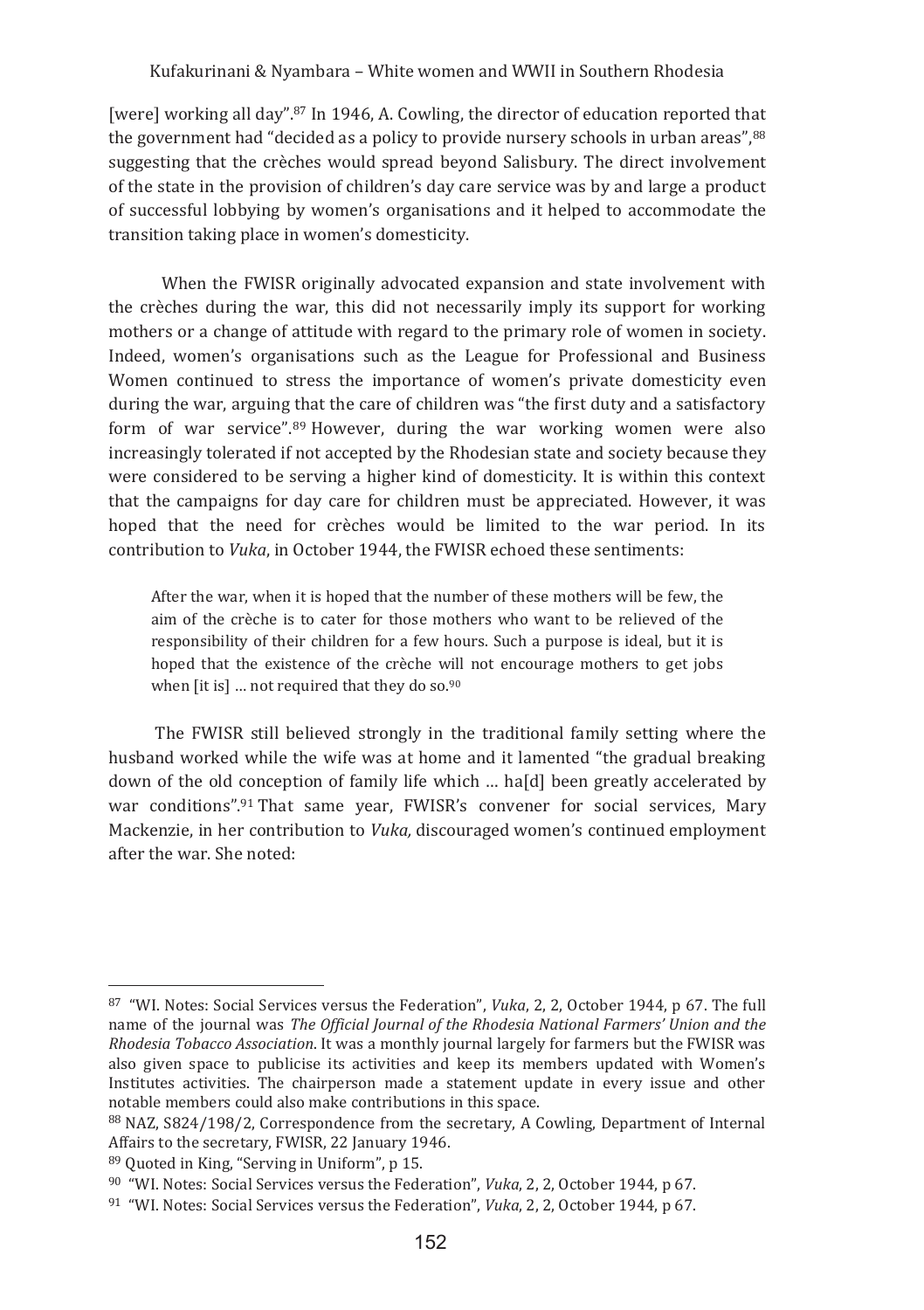[were] working all day".[87] In 1946, A. Cowling, the director of education reported that the government had "decided as a policy to provide nursery schools in urban areas",[88] suggesting that the crèches would spread beyond Salisbury. The direct involvement of the state in the provision of children's day care service was by and large a product of successful lobbying by women's organisations and it helped to accommodate the transition taking place in women's domesticity.

When the FWISR originally advocated expansion and state involvement with the crèches during the war, this did not necessarily imply its support for working mothers or a change of attitude with regard to the primary role of women in society. Indeed, women's organisations such as the League for Professional and Business Women continued to stress the importance of women's private domesticity even during the war, arguing that the care of children was "the first duty and a satisfactory form of war service".[89] However, during the war working women were also increasingly tolerated if not accepted by the Rhodesian state and society because they were considered to be serving a higher kind of domesticity. It is within this context that the campaigns for day care for children must be appreciated. However, it was hoped that the need for crèches would be limited to the war period. In its contribution to *Vuka*, in October 1944, the FWISR echoed these sentiments:

> After the war, when it is hoped that the number of these mothers will be few, the aim of the crèche is to cater for those mothers who want to be relieved of the responsibility of their children for a few hours. Such a purpose is ideal, but it is hoped that the existence of the crèche will not encourage mothers to get jobs when [it is] … not required that they do so.[90]

The FWISR still believed strongly in the traditional family setting where the husband worked while the wife was at home and it lamented "the gradual breaking down of the old conception of family life which … ha[d] been greatly accelerated by war conditions".[91] That same year, FWISR's convener for social services, Mary Mackenzie, in her contribution to *Vuka,* discouraged women's continued employment after the war. She noted:

---

[87] "WI. Notes: Social Services versus the Federation", *Vuka*, 2, 2, October 1944, p 67. The full name of the journal was *The Official Journal of the Rhodesia National Farmers' Union and the Rhodesia Tobacco Association*. It was a monthly journal largely for farmers but the FWISR was also given space to publicise its activities and keep its members updated with Women's Institutes activities. The chairperson made a statement update in every issue and other notable members could also make contributions in this space.

[88] NAZ, S824/198/2, Correspondence from the secretary, A Cowling, Department of Internal Affairs to the secretary, FWISR, 22 January 1946.

[89] Quoted in King, "Serving in Uniform", p 15.

[90] "WI. Notes: Social Services versus the Federation", *Vuka*, 2, 2, October 1944, p 67.

[91] "WI. Notes: Social Services versus the Federation", *Vuka*, 2, 2, October 1944, p 67.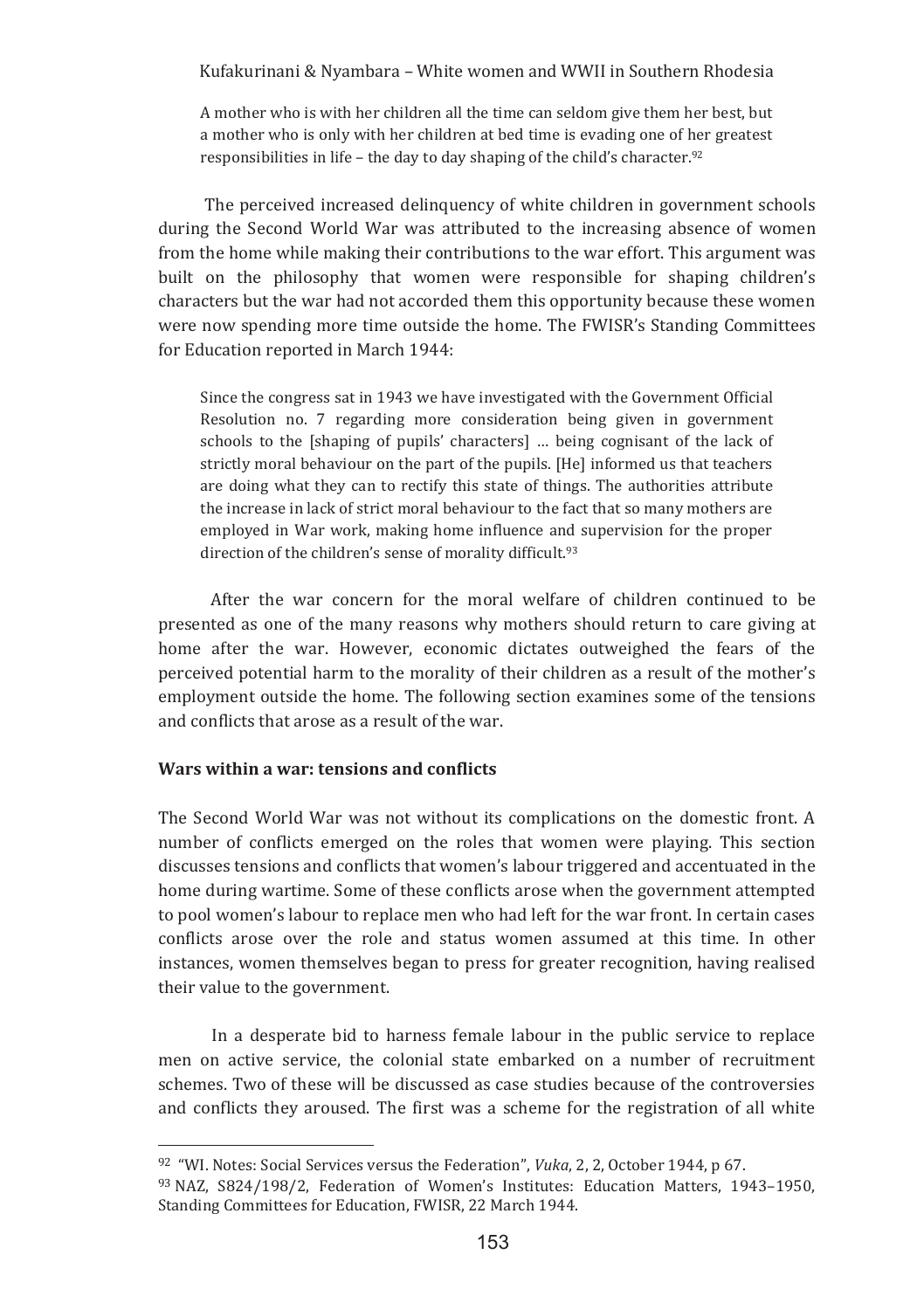> A mother who is with her children all the time can seldom give them her best, but a mother who is only with her children at bed time is evading one of her greatest responsibilities in life – the day to day shaping of the child's character.[92]

The perceived increased delinquency of white children in government schools during the Second World War was attributed to the increasing absence of women from the home while making their contributions to the war effort. This argument was built on the philosophy that women were responsible for shaping children's characters but the war had not accorded them this opportunity because these women were now spending more time outside the home. The FWISR's Standing Committees for Education reported in March 1944:

> Since the congress sat in 1943 we have investigated with the Government Official Resolution no. 7 regarding more consideration being given in government schools to the [shaping of pupils' characters] … being cognisant of the lack of strictly moral behaviour on the part of the pupils. [He] informed us that teachers are doing what they can to rectify this state of things. The authorities attribute the increase in lack of strict moral behaviour to the fact that so many mothers are employed in War work, making home influence and supervision for the proper direction of the children's sense of morality difficult.[93]

After the war concern for the moral welfare of children continued to be presented as one of the many reasons why mothers should return to care giving at home after the war. However, economic dictates outweighed the fears of the perceived potential harm to the morality of their children as a result of the mother's employment outside the home. The following section examines some of the tensions and conflicts that arose as a result of the war.

### Wars within a war: tensions and conflicts

The Second World War was not without its complications on the domestic front. A number of conflicts emerged on the roles that women were playing. This section discusses tensions and conflicts that women's labour triggered and accentuated in the home during wartime. Some of these conflicts arose when the government attempted to pool women's labour to replace men who had left for the war front. In certain cases conflicts arose over the role and status women assumed at this time. In other instances, women themselves began to press for greater recognition, having realised their value to the government.

In a desperate bid to harness female labour in the public service to replace men on active service, the colonial state embarked on a number of recruitment schemes. Two of these will be discussed as case studies because of the controversies and conflicts they aroused. The first was a scheme for the registration of all white

---

[92] "WI. Notes: Social Services versus the Federation", *Vuka*, 2, 2, October 1944, p 67.

[93] NAZ, S824/198/2, Federation of Women's Institutes: Education Matters, 1943–1950, Standing Committees for Education, FWISR, 22 March 1944.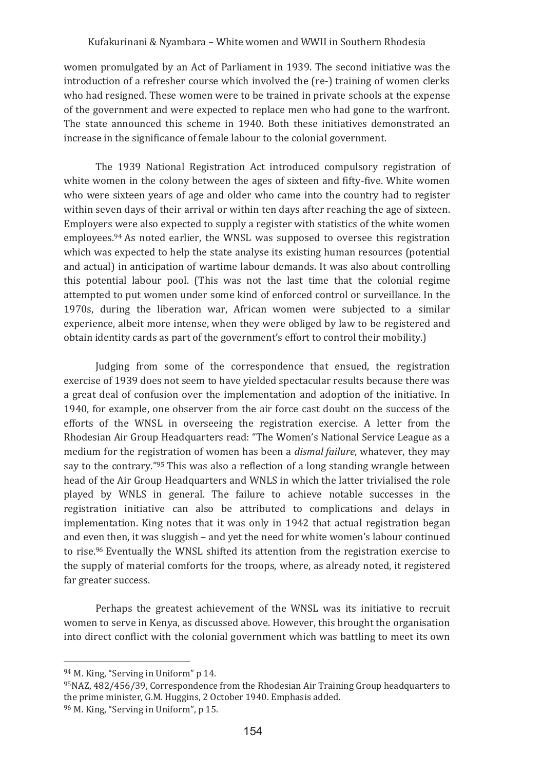women promulgated by an Act of Parliament in 1939. The second initiative was the introduction of a refresher course which involved the (re-) training of women clerks who had resigned. These women were to be trained in private schools at the expense of the government and were expected to replace men who had gone to the warfront. The state announced this scheme in 1940. Both these initiatives demonstrated an increase in the significance of female labour to the colonial government.

The 1939 National Registration Act introduced compulsory registration of white women in the colony between the ages of sixteen and fifty-five. White women who were sixteen years of age and older who came into the country had to register within seven days of their arrival or within ten days after reaching the age of sixteen. Employers were also expected to supply a register with statistics of the white women employees.[94] As noted earlier, the WNSL was supposed to oversee this registration which was expected to help the state analyse its existing human resources (potential and actual) in anticipation of wartime labour demands. It was also about controlling this potential labour pool. (This was not the last time that the colonial regime attempted to put women under some kind of enforced control or surveillance. In the 1970s, during the liberation war, African women were subjected to a similar experience, albeit more intense, when they were obliged by law to be registered and obtain identity cards as part of the government's effort to control their mobility.)

Judging from some of the correspondence that ensued, the registration exercise of 1939 does not seem to have yielded spectacular results because there was a great deal of confusion over the implementation and adoption of the initiative. In 1940, for example, one observer from the air force cast doubt on the success of the efforts of the WNSL in overseeing the registration exercise. A letter from the Rhodesian Air Group Headquarters read: "The Women's National Service League as a medium for the registration of women has been a *dismal failure*, whatever, they may say to the contrary."[95] This was also a reflection of a long standing wrangle between head of the Air Group Headquarters and WNLS in which the latter trivialised the role played by WNLS in general. The failure to achieve notable successes in the registration initiative can also be attributed to complications and delays in implementation. King notes that it was only in 1942 that actual registration began and even then, it was sluggish – and yet the need for white women's labour continued to rise.[96] Eventually the WNSL shifted its attention from the registration exercise to the supply of material comforts for the troops, where, as already noted, it registered far greater success.

Perhaps the greatest achievement of the WNSL was its initiative to recruit women to serve in Kenya, as discussed above. However, this brought the organisation into direct conflict with the colonial government which was battling to meet its own

---

[94] M. King, "Serving in Uniform" p 14.

[95] NAZ, 482/456/39, Correspondence from the Rhodesian Air Training Group headquarters to the prime minister, G.M. Huggins, 2 October 1940. Emphasis added.

[96] M. King, "Serving in Uniform", p 15.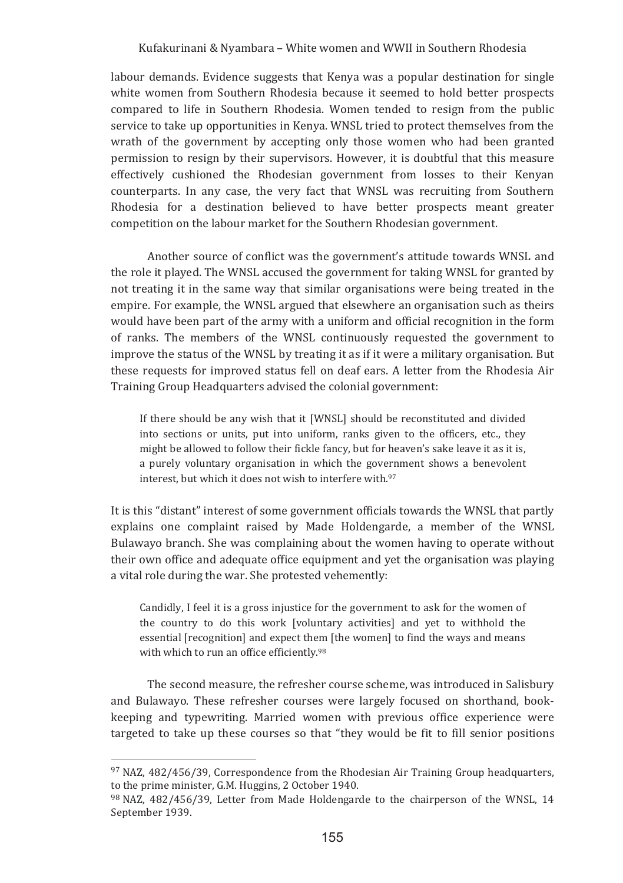labour demands. Evidence suggests that Kenya was a popular destination for single white women from Southern Rhodesia because it seemed to hold better prospects compared to life in Southern Rhodesia. Women tended to resign from the public service to take up opportunities in Kenya. WNSL tried to protect themselves from the wrath of the government by accepting only those women who had been granted permission to resign by their supervisors. However, it is doubtful that this measure effectively cushioned the Rhodesian government from losses to their Kenyan counterparts. In any case, the very fact that WNSL was recruiting from Southern Rhodesia for a destination believed to have better prospects meant greater competition on the labour market for the Southern Rhodesian government.

Another source of conflict was the government's attitude towards WNSL and the role it played. The WNSL accused the government for taking WNSL for granted by not treating it in the same way that similar organisations were being treated in the empire. For example, the WNSL argued that elsewhere an organisation such as theirs would have been part of the army with a uniform and official recognition in the form of ranks. The members of the WNSL continuously requested the government to improve the status of the WNSL by treating it as if it were a military organisation. But these requests for improved status fell on deaf ears. A letter from the Rhodesia Air Training Group Headquarters advised the colonial government:

> If there should be any wish that it [WNSL] should be reconstituted and divided into sections or units, put into uniform, ranks given to the officers, etc., they might be allowed to follow their fickle fancy, but for heaven's sake leave it as it is, a purely voluntary organisation in which the government shows a benevolent interest, but which it does not wish to interfere with.[97]

It is this "distant" interest of some government officials towards the WNSL that partly explains one complaint raised by Made Holdengarde, a member of the WNSL Bulawayo branch. She was complaining about the women having to operate without their own office and adequate office equipment and yet the organisation was playing a vital role during the war. She protested vehemently:

> Candidly, I feel it is a gross injustice for the government to ask for the women of the country to do this work [voluntary activities] and yet to withhold the essential [recognition] and expect them [the women] to find the ways and means with which to run an office efficiently.[98]

The second measure, the refresher course scheme, was introduced in Salisbury and Bulawayo. These refresher courses were largely focused on shorthand, book-keeping and typewriting. Married women with previous office experience were targeted to take up these courses so that "they would be fit to fill senior positions

---

[97] NAZ, 482/456/39, Correspondence from the Rhodesian Air Training Group headquarters, to the prime minister, G.M. Huggins, 2 October 1940.

[98] NAZ, 482/456/39, Letter from Made Holdengarde to the chairperson of the WNSL, 14 September 1939.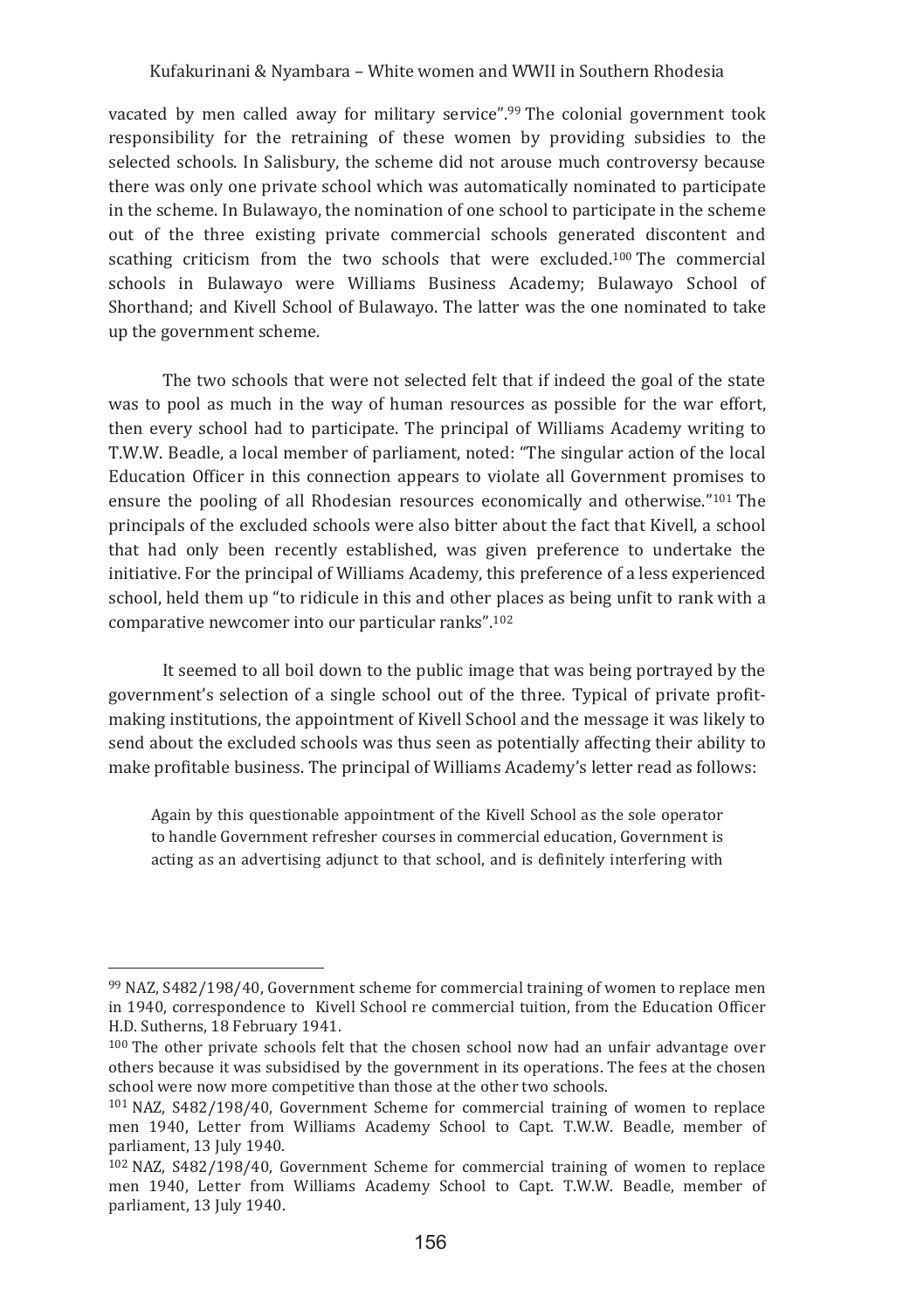vacated by men called away for military service".[99] The colonial government took responsibility for the retraining of these women by providing subsidies to the selected schools. In Salisbury, the scheme did not arouse much controversy because there was only one private school which was automatically nominated to participate in the scheme. In Bulawayo, the nomination of one school to participate in the scheme out of the three existing private commercial schools generated discontent and scathing criticism from the two schools that were excluded.[100] The commercial schools in Bulawayo were Williams Business Academy; Bulawayo School of Shorthand; and Kivell School of Bulawayo. The latter was the one nominated to take up the government scheme.

The two schools that were not selected felt that if indeed the goal of the state was to pool as much in the way of human resources as possible for the war effort, then every school had to participate. The principal of Williams Academy writing to T.W.W. Beadle, a local member of parliament, noted: "The singular action of the local Education Officer in this connection appears to violate all Government promises to ensure the pooling of all Rhodesian resources economically and otherwise."[101] The principals of the excluded schools were also bitter about the fact that Kivell, a school that had only been recently established, was given preference to undertake the initiative. For the principal of Williams Academy, this preference of a less experienced school, held them up "to ridicule in this and other places as being unfit to rank with a comparative newcomer into our particular ranks".[102]

It seemed to all boil down to the public image that was being portrayed by the government's selection of a single school out of the three. Typical of private profit-making institutions, the appointment of Kivell School and the message it was likely to send about the excluded schools was thus seen as potentially affecting their ability to make profitable business. The principal of Williams Academy's letter read as follows:

> Again by this questionable appointment of the Kivell School as the sole operator to handle Government refresher courses in commercial education, Government is acting as an advertising adjunct to that school, and is definitely interfering with

---

[99] NAZ, S482/198/40, Government scheme for commercial training of women to replace men in 1940, correspondence to Kivell School re commercial tuition, from the Education Officer H.D. Sutherns, 18 February 1941.

[100] The other private schools felt that the chosen school now had an unfair advantage over others because it was subsidised by the government in its operations. The fees at the chosen school were now more competitive than those at the other two schools.

[101] NAZ, S482/198/40, Government Scheme for commercial training of women to replace men 1940, Letter from Williams Academy School to Capt. T.W.W. Beadle, member of parliament, 13 July 1940.

[102] NAZ, S482/198/40, Government Scheme for commercial training of women to replace men 1940, Letter from Williams Academy School to Capt. T.W.W. Beadle, member of parliament, 13 July 1940.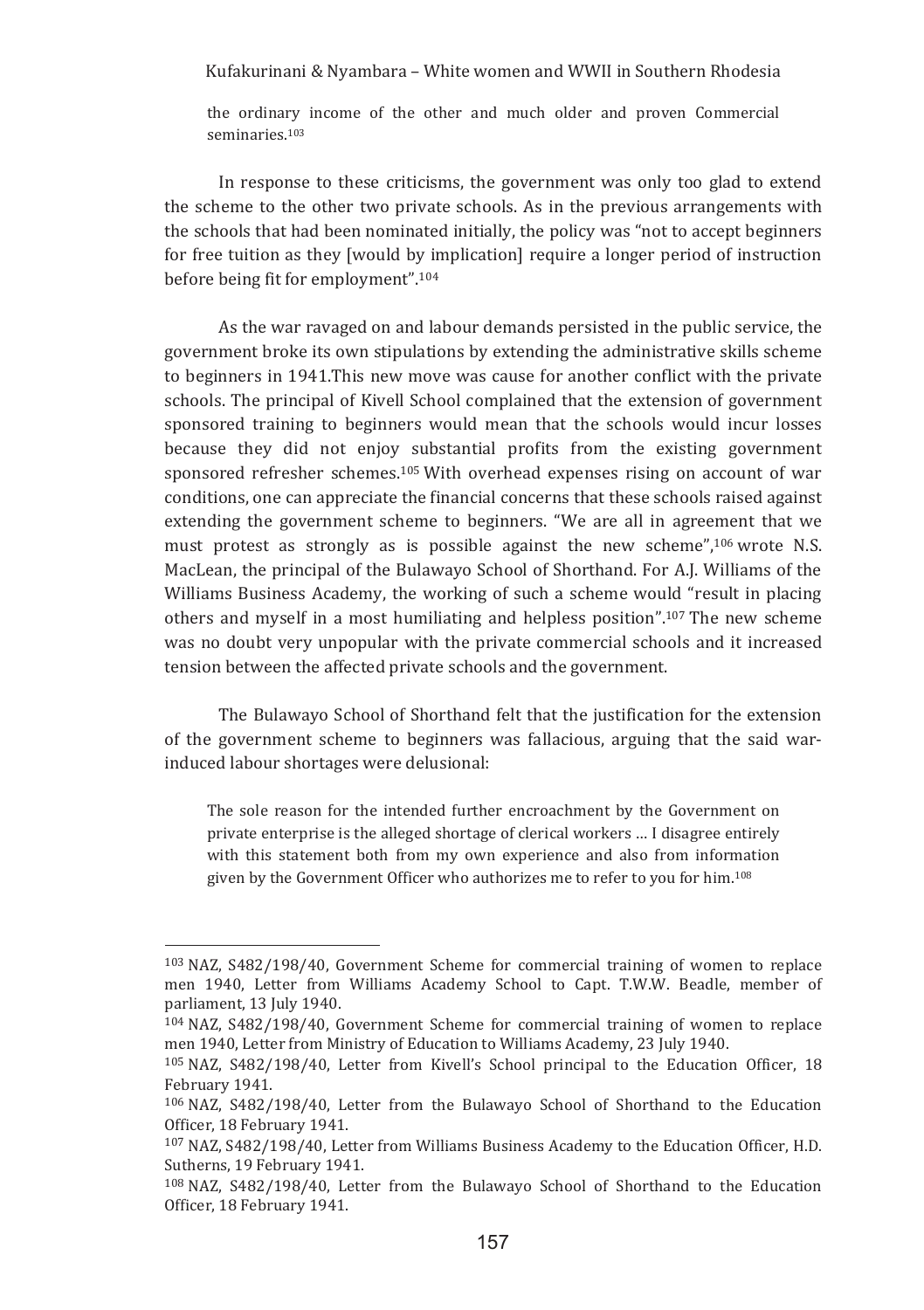> the ordinary income of the other and much older and proven Commercial seminaries.[103]

In response to these criticisms, the government was only too glad to extend the scheme to the other two private schools. As in the previous arrangements with the schools that had been nominated initially, the policy was "not to accept beginners for free tuition as they [would by implication] require a longer period of instruction before being fit for employment".[104]

As the war ravaged on and labour demands persisted in the public service, the government broke its own stipulations by extending the administrative skills scheme to beginners in 1941.This new move was cause for another conflict with the private schools. The principal of Kivell School complained that the extension of government sponsored training to beginners would mean that the schools would incur losses because they did not enjoy substantial profits from the existing government sponsored refresher schemes.[105] With overhead expenses rising on account of war conditions, one can appreciate the financial concerns that these schools raised against extending the government scheme to beginners. "We are all in agreement that we must protest as strongly as is possible against the new scheme",[106] wrote N.S. MacLean, the principal of the Bulawayo School of Shorthand. For A.J. Williams of the Williams Business Academy, the working of such a scheme would "result in placing others and myself in a most humiliating and helpless position".[107] The new scheme was no doubt very unpopular with the private commercial schools and it increased tension between the affected private schools and the government.

The Bulawayo School of Shorthand felt that the justification for the extension of the government scheme to beginners was fallacious, arguing that the said war-induced labour shortages were delusional:

> The sole reason for the intended further encroachment by the Government on private enterprise is the alleged shortage of clerical workers … I disagree entirely with this statement both from my own experience and also from information given by the Government Officer who authorizes me to refer to you for him.[108]

---

[103] NAZ, S482/198/40, Government Scheme for commercial training of women to replace men 1940, Letter from Williams Academy School to Capt. T.W.W. Beadle, member of parliament, 13 July 1940.

[104] NAZ, S482/198/40, Government Scheme for commercial training of women to replace men 1940, Letter from Ministry of Education to Williams Academy, 23 July 1940.

[105] NAZ, S482/198/40, Letter from Kivell's School principal to the Education Officer, 18 February 1941.

[106] NAZ, S482/198/40, Letter from the Bulawayo School of Shorthand to the Education Officer, 18 February 1941.

[107] NAZ, S482/198/40, Letter from Williams Business Academy to the Education Officer, H.D. Sutherns, 19 February 1941.

[108] NAZ, S482/198/40, Letter from the Bulawayo School of Shorthand to the Education Officer, 18 February 1941.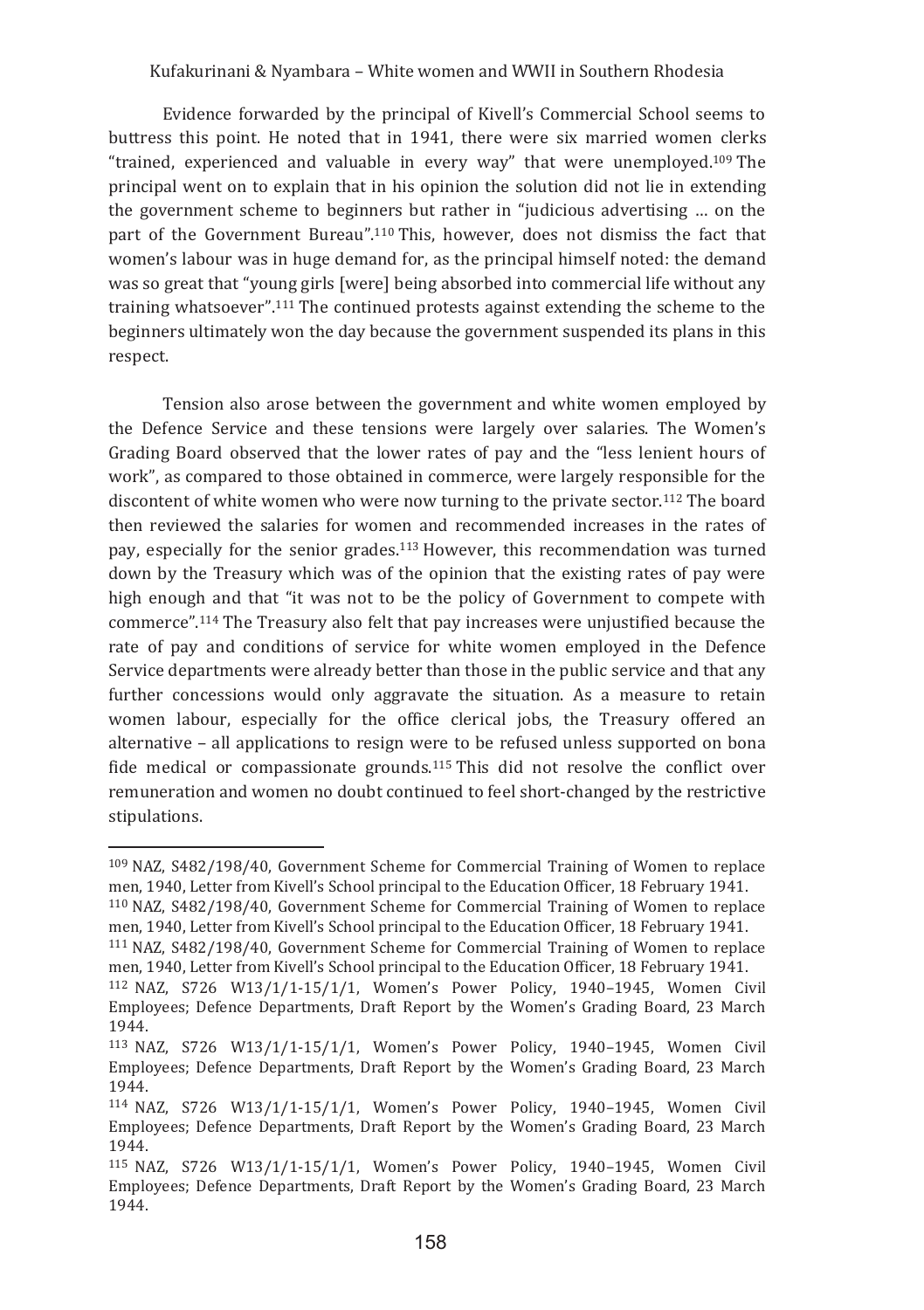Evidence forwarded by the principal of Kivell's Commercial School seems to buttress this point. He noted that in 1941, there were six married women clerks "trained, experienced and valuable in every way" that were unemployed.[109] The principal went on to explain that in his opinion the solution did not lie in extending the government scheme to beginners but rather in "judicious advertising … on the part of the Government Bureau".[110] This, however, does not dismiss the fact that women's labour was in huge demand for, as the principal himself noted: the demand was so great that "young girls [were] being absorbed into commercial life without any training whatsoever".[111] The continued protests against extending the scheme to the beginners ultimately won the day because the government suspended its plans in this respect.

Tension also arose between the government and white women employed by the Defence Service and these tensions were largely over salaries. The Women's Grading Board observed that the lower rates of pay and the "less lenient hours of work", as compared to those obtained in commerce, were largely responsible for the discontent of white women who were now turning to the private sector.[112] The board then reviewed the salaries for women and recommended increases in the rates of pay, especially for the senior grades.[113] However, this recommendation was turned down by the Treasury which was of the opinion that the existing rates of pay were high enough and that "it was not to be the policy of Government to compete with commerce".[114] The Treasury also felt that pay increases were unjustified because the rate of pay and conditions of service for white women employed in the Defence Service departments were already better than those in the public service and that any further concessions would only aggravate the situation. As a measure to retain women labour, especially for the office clerical jobs, the Treasury offered an alternative – all applications to resign were to be refused unless supported on bona fide medical or compassionate grounds.[115] This did not resolve the conflict over remuneration and women no doubt continued to feel short-changed by the restrictive stipulations.

---

[109] NAZ, S482/198/40, Government Scheme for Commercial Training of Women to replace men, 1940, Letter from Kivell's School principal to the Education Officer, 18 February 1941.

[110] NAZ, S482/198/40, Government Scheme for Commercial Training of Women to replace men, 1940, Letter from Kivell's School principal to the Education Officer, 18 February 1941.

[111] NAZ, S482/198/40, Government Scheme for Commercial Training of Women to replace men, 1940, Letter from Kivell's School principal to the Education Officer, 18 February 1941.

[112] NAZ, S726 W13/1/1-15/1/1, Women's Power Policy, 1940–1945, Women Civil Employees; Defence Departments, Draft Report by the Women's Grading Board, 23 March 1944.

[113] NAZ, S726 W13/1/1-15/1/1, Women's Power Policy, 1940–1945, Women Civil Employees; Defence Departments, Draft Report by the Women's Grading Board, 23 March 1944.

[114] NAZ, S726 W13/1/1-15/1/1, Women's Power Policy, 1940–1945, Women Civil Employees; Defence Departments, Draft Report by the Women's Grading Board, 23 March 1944.

[115] NAZ, S726 W13/1/1-15/1/1, Women's Power Policy, 1940–1945, Women Civil Employees; Defence Departments, Draft Report by the Women's Grading Board, 23 March 1944.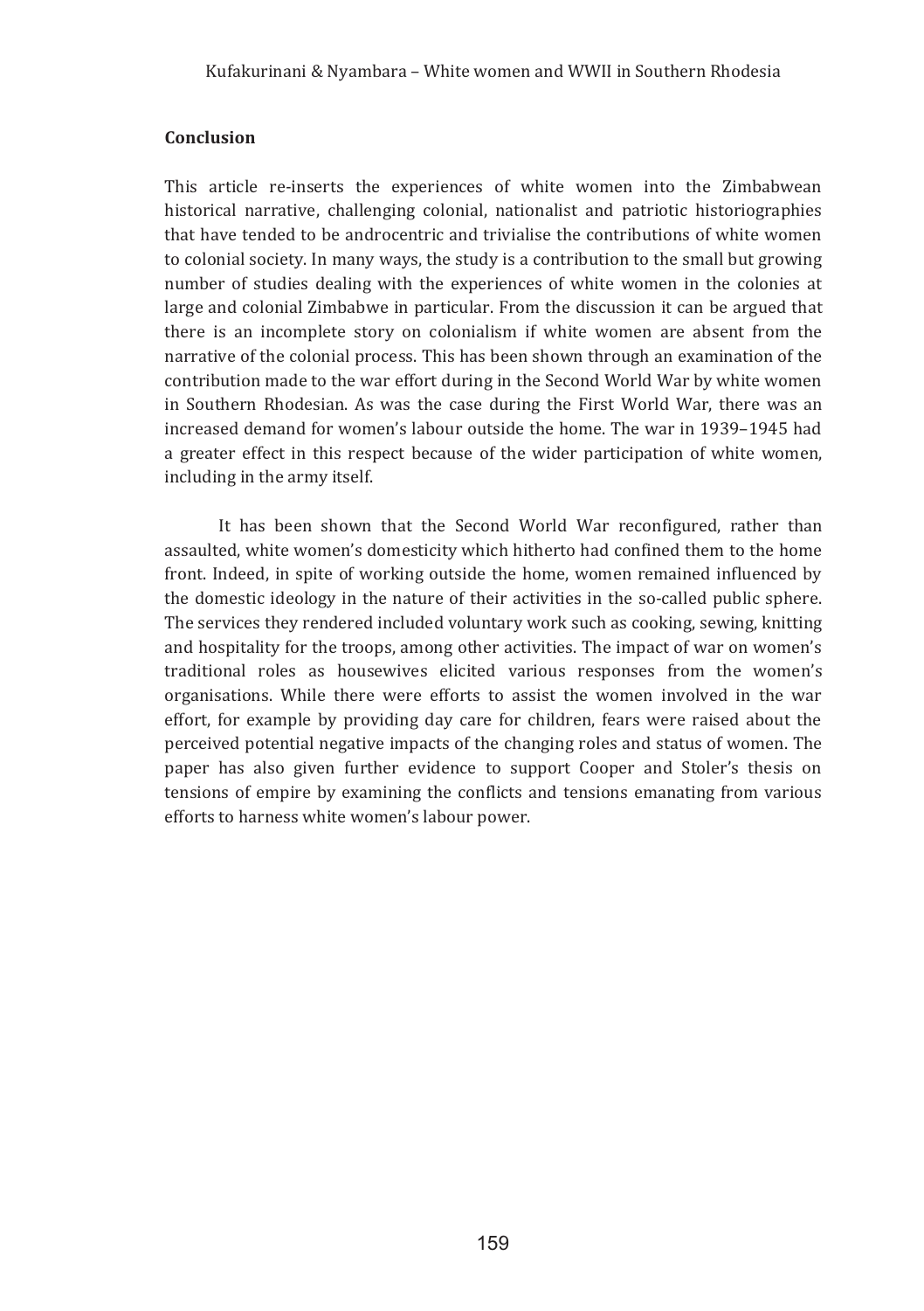## Conclusion

This article re-inserts the experiences of white women into the Zimbabwean historical narrative, challenging colonial, nationalist and patriotic historiographies that have tended to be androcentric and trivialise the contributions of white women to colonial society. In many ways, the study is a contribution to the small but growing number of studies dealing with the experiences of white women in the colonies at large and colonial Zimbabwe in particular. From the discussion it can be argued that there is an incomplete story on colonialism if white women are absent from the narrative of the colonial process. This has been shown through an examination of the contribution made to the war effort during in the Second World War by white women in Southern Rhodesian. As was the case during the First World War, there was an increased demand for women's labour outside the home. The war in 1939–1945 had a greater effect in this respect because of the wider participation of white women, including in the army itself.

It has been shown that the Second World War reconfigured, rather than assaulted, white women's domesticity which hitherto had confined them to the home front. Indeed, in spite of working outside the home, women remained influenced by the domestic ideology in the nature of their activities in the so-called public sphere. The services they rendered included voluntary work such as cooking, sewing, knitting and hospitality for the troops, among other activities. The impact of war on women's traditional roles as housewives elicited various responses from the women's organisations. While there were efforts to assist the women involved in the war effort, for example by providing day care for children, fears were raised about the perceived potential negative impacts of the changing roles and status of women. The paper has also given further evidence to support Cooper and Stoler's thesis on tensions of empire by examining the conflicts and tensions emanating from various efforts to harness white women's labour power.